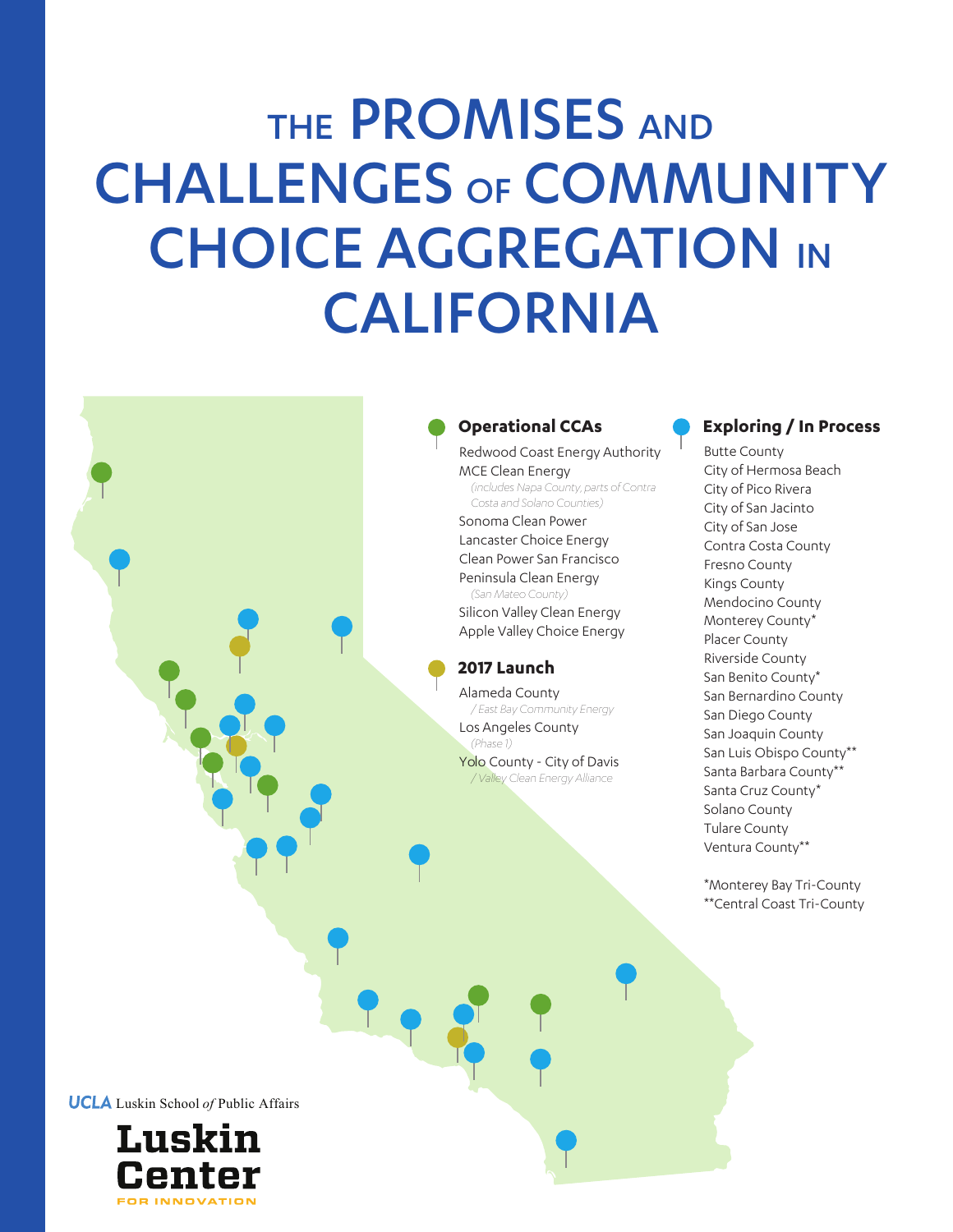# THE PROMISES AND CHALLENGES OF COMMUNITY CHOICE AGGREGATION IN CALIFORNIA

### Operational CCAs

- Redwood Coast Energy Authority
- MCE Clean Energy
  *(includes Napa County, parts of Contra Costa and Solano Counties)*
- Sonoma Clean Power
- Lancaster Choice Energy
- Clean Power San Francisco
- Peninsula Clean Energy
  *(San Mateo County)*
- Silicon Valley Clean Energy
- Apple Valley Choice Energy

### 2017 Launch

- Alameda County
  */ East Bay Community Energy*
- Los Angeles County
  *(Phase 1)*
- Yolo County - City of Davis
  */ Valley Clean Energy Alliance*

### Exploring / In Process

- Butte County
- City of Hermosa Beach
- City of Pico Rivera
- City of San Jacinto
- City of San Jose
- Contra Costa County
- Fresno County
- Kings County
- Mendocino County
- Monterey County*
- Placer County
- Riverside County
- San Benito County*
- San Bernardino County
- San Diego County
- San Joaquin County
- San Luis Obispo County**
- Santa Barbara County**
- Santa Cruz County*
- Solano County
- Tulare County
- Ventura County**

*Monterey Bay Tri-County
**Central Coast Tri-County

UCLA Luskin School *of* Public Affairs

Luskin Center FOR INNOVATION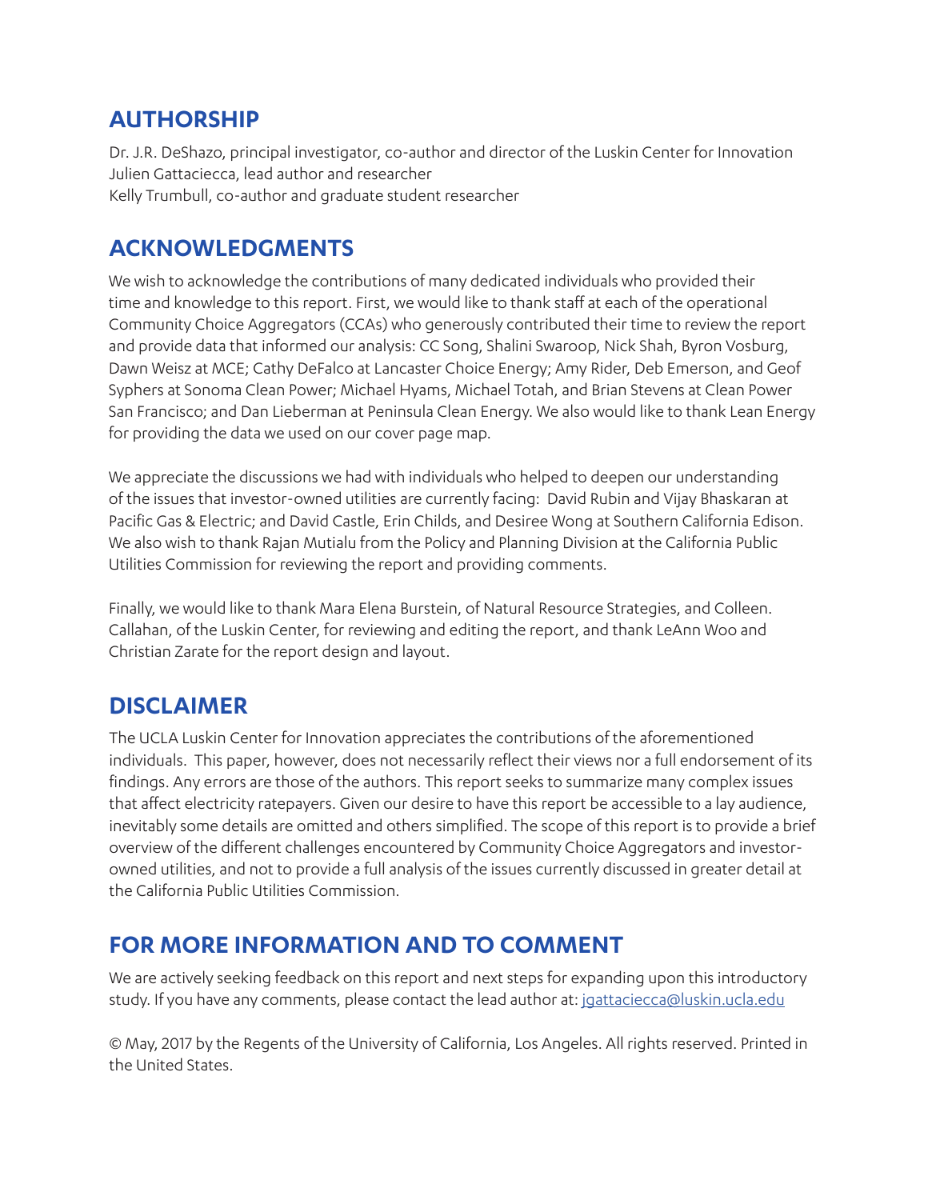## AUTHORSHIP

Dr. J.R. DeShazo, principal investigator, co-author and director of the Luskin Center for Innovation
Julien Gattaciecca, lead author and researcher
Kelly Trumbull, co-author and graduate student researcher

## ACKNOWLEDGMENTS

We wish to acknowledge the contributions of many dedicated individuals who provided their time and knowledge to this report. First, we would like to thank staff at each of the operational Community Choice Aggregators (CCAs) who generously contributed their time to review the report and provide data that informed our analysis: CC Song, Shalini Swaroop, Nick Shah, Byron Vosburg, Dawn Weisz at MCE; Cathy DeFalco at Lancaster Choice Energy; Amy Rider, Deb Emerson, and Geof Syphers at Sonoma Clean Power; Michael Hyams, Michael Totah, and Brian Stevens at Clean Power San Francisco; and Dan Lieberman at Peninsula Clean Energy. We also would like to thank Lean Energy for providing the data we used on our cover page map.

We appreciate the discussions we had with individuals who helped to deepen our understanding of the issues that investor-owned utilities are currently facing: David Rubin and Vijay Bhaskaran at Pacific Gas & Electric; and David Castle, Erin Childs, and Desiree Wong at Southern California Edison. We also wish to thank Rajan Mutialu from the Policy and Planning Division at the California Public Utilities Commission for reviewing the report and providing comments.

Finally, we would like to thank Mara Elena Burstein, of Natural Resource Strategies, and Colleen. Callahan, of the Luskin Center, for reviewing and editing the report, and thank LeAnn Woo and Christian Zarate for the report design and layout.

## DISCLAIMER

The UCLA Luskin Center for Innovation appreciates the contributions of the aforementioned individuals. This paper, however, does not necessarily reflect their views nor a full endorsement of its findings. Any errors are those of the authors. This report seeks to summarize many complex issues that affect electricity ratepayers. Given our desire to have this report be accessible to a lay audience, inevitably some details are omitted and others simplified. The scope of this report is to provide a brief overview of the different challenges encountered by Community Choice Aggregators and investor-owned utilities, and not to provide a full analysis of the issues currently discussed in greater detail at the California Public Utilities Commission.

## FOR MORE INFORMATION AND TO COMMENT

We are actively seeking feedback on this report and next steps for expanding upon this introductory study. If you have any comments, please contact the lead author at: jgattaciecca@luskin.ucla.edu

© May, 2017 by the Regents of the University of California, Los Angeles. All rights reserved. Printed in the United States.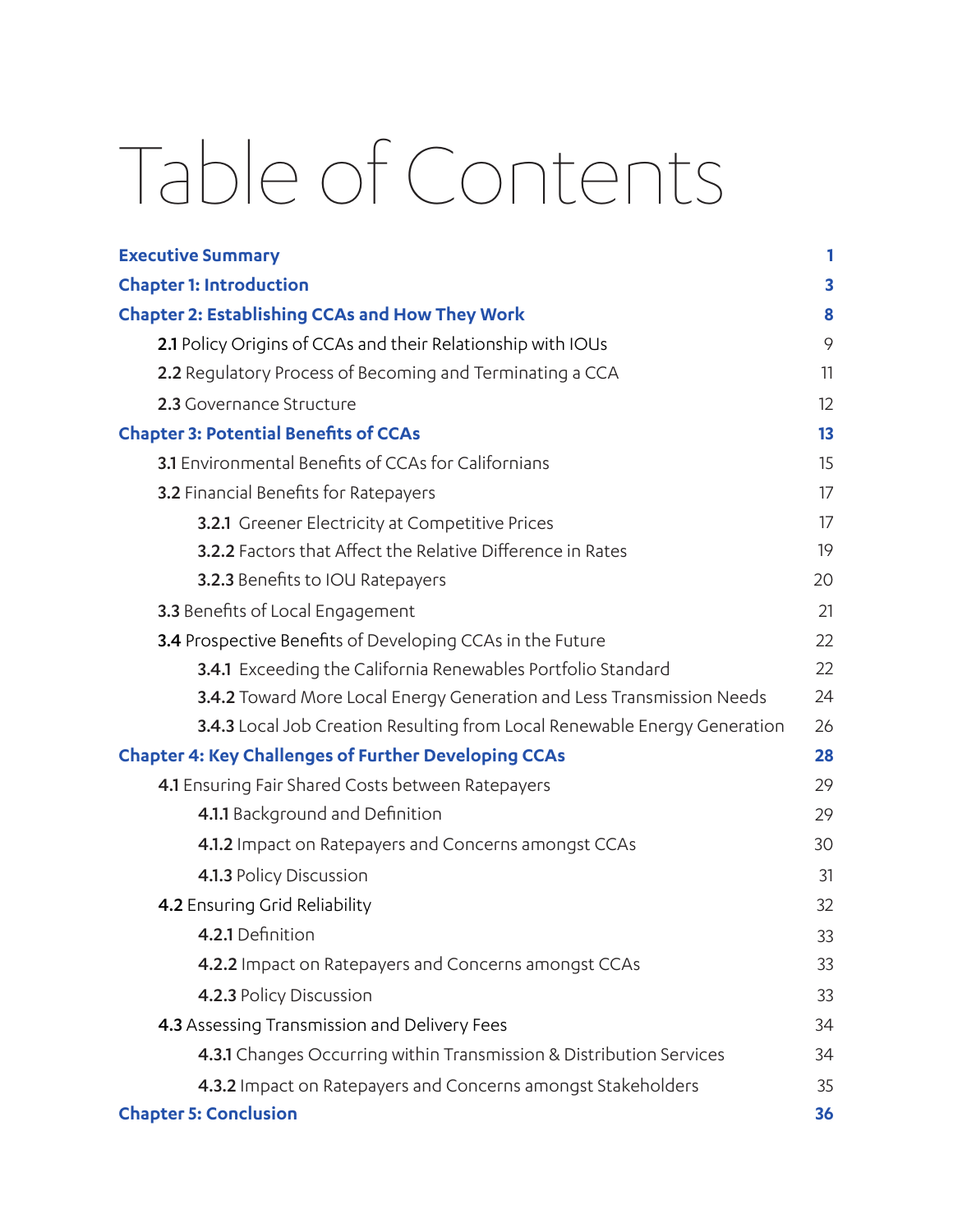# Table of Contents

**Executive Summary** 1

**Chapter 1: Introduction** 3

**Chapter 2: Establishing CCAs and How They Work** 8

- **2.1** Policy Origins of CCAs and their Relationship with IOUs 9
- **2.2** Regulatory Process of Becoming and Terminating a CCA 11
- **2.3** Governance Structure 12

**Chapter 3: Potential Benefits of CCAs** 13

- **3.1** Environmental Benefits of CCAs for Californians 15
- **3.2** Financial Benefits for Ratepayers 17
  - **3.2.1** Greener Electricity at Competitive Prices 17
  - **3.2.2** Factors that Affect the Relative Difference in Rates 19
  - **3.2.3** Benefits to IOU Ratepayers 20
- **3.3** Benefits of Local Engagement 21
- **3.4** Prospective Benefits of Developing CCAs in the Future 22
  - **3.4.1** Exceeding the California Renewables Portfolio Standard 22
  - **3.4.2** Toward More Local Energy Generation and Less Transmission Needs 24
  - **3.4.3** Local Job Creation Resulting from Local Renewable Energy Generation 26

**Chapter 4: Key Challenges of Further Developing CCAs** 28

- **4.1** Ensuring Fair Shared Costs between Ratepayers 29
  - **4.1.1** Background and Definition 29
  - **4.1.2** Impact on Ratepayers and Concerns amongst CCAs 30
  - **4.1.3** Policy Discussion 31
- **4.2** Ensuring Grid Reliability 32
  - **4.2.1** Definition 33
  - **4.2.2** Impact on Ratepayers and Concerns amongst CCAs 33
  - **4.2.3** Policy Discussion 33
- **4.3** Assessing Transmission and Delivery Fees 34
  - **4.3.1** Changes Occurring within Transmission & Distribution Services 34
  - **4.3.2** Impact on Ratepayers and Concerns amongst Stakeholders 35

**Chapter 5: Conclusion** 36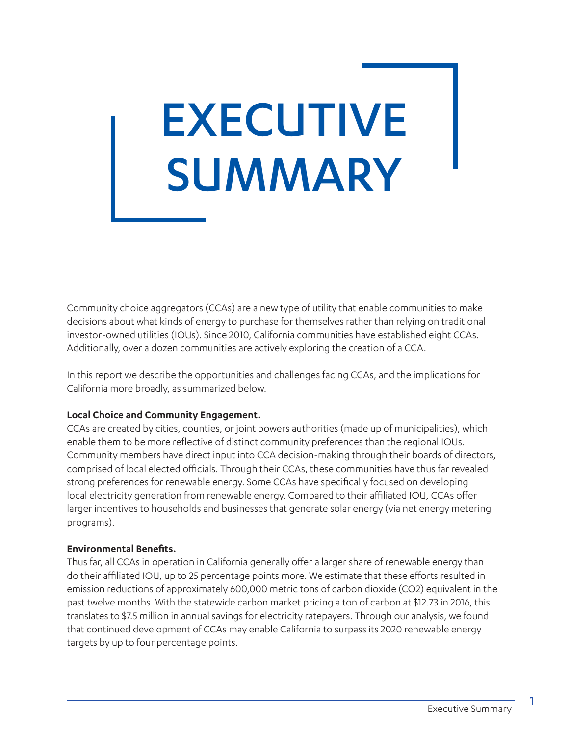# EXECUTIVE SUMMARY

Community choice aggregators (CCAs) are a new type of utility that enable communities to make decisions about what kinds of energy to purchase for themselves rather than relying on traditional investor-owned utilities (IOUs). Since 2010, California communities have established eight CCAs. Additionally, over a dozen communities are actively exploring the creation of a CCA.

In this report we describe the opportunities and challenges facing CCAs, and the implications for California more broadly, as summarized below.

**Local Choice and Community Engagement.**
CCAs are created by cities, counties, or joint powers authorities (made up of municipalities), which enable them to be more reflective of distinct community preferences than the regional IOUs. Community members have direct input into CCA decision-making through their boards of directors, comprised of local elected officials. Through their CCAs, these communities have thus far revealed strong preferences for renewable energy. Some CCAs have specifically focused on developing local electricity generation from renewable energy. Compared to their affiliated IOU, CCAs offer larger incentives to households and businesses that generate solar energy (via net energy metering programs).

**Environmental Benefits.**
Thus far, all CCAs in operation in California generally offer a larger share of renewable energy than do their affiliated IOU, up to 25 percentage points more. We estimate that these efforts resulted in emission reductions of approximately 600,000 metric tons of carbon dioxide ($CO_2$) equivalent in the past twelve months. With the statewide carbon market pricing a ton of carbon at $12.73 in 2016, this translates to $7.5 million in annual savings for electricity ratepayers. Through our analysis, we found that continued development of CCAs may enable California to surpass its 2020 renewable energy targets by up to four percentage points.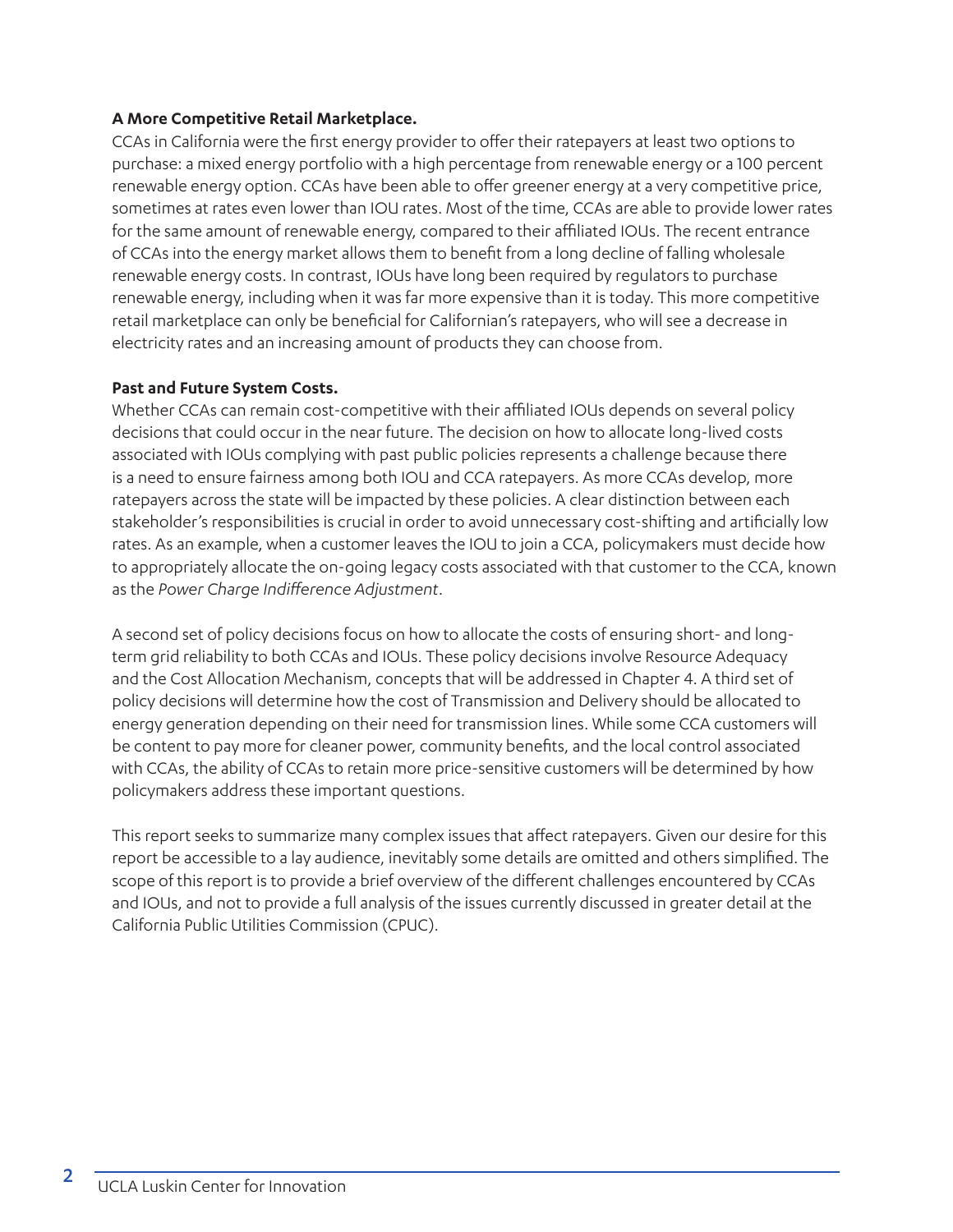**A More Competitive Retail Marketplace.**
CCAs in California were the first energy provider to offer their ratepayers at least two options to purchase: a mixed energy portfolio with a high percentage from renewable energy or a 100 percent renewable energy option. CCAs have been able to offer greener energy at a very competitive price, sometimes at rates even lower than IOU rates. Most of the time, CCAs are able to provide lower rates for the same amount of renewable energy, compared to their affiliated IOUs. The recent entrance of CCAs into the energy market allows them to benefit from a long decline of falling wholesale renewable energy costs. In contrast, IOUs have long been required by regulators to purchase renewable energy, including when it was far more expensive than it is today. This more competitive retail marketplace can only be beneficial for Californian's ratepayers, who will see a decrease in electricity rates and an increasing amount of products they can choose from.

**Past and Future System Costs.**
Whether CCAs can remain cost-competitive with their affiliated IOUs depends on several policy decisions that could occur in the near future. The decision on how to allocate long-lived costs associated with IOUs complying with past public policies represents a challenge because there is a need to ensure fairness among both IOU and CCA ratepayers. As more CCAs develop, more ratepayers across the state will be impacted by these policies. A clear distinction between each stakeholder's responsibilities is crucial in order to avoid unnecessary cost-shifting and artificially low rates. As an example, when a customer leaves the IOU to join a CCA, policymakers must decide how to appropriately allocate the on-going legacy costs associated with that customer to the CCA, known as the *Power Charge Indifference Adjustment*.

A second set of policy decisions focus on how to allocate the costs of ensuring short- and long-term grid reliability to both CCAs and IOUs. These policy decisions involve Resource Adequacy and the Cost Allocation Mechanism, concepts that will be addressed in Chapter 4. A third set of policy decisions will determine how the cost of Transmission and Delivery should be allocated to energy generation depending on their need for transmission lines. While some CCA customers will be content to pay more for cleaner power, community benefits, and the local control associated with CCAs, the ability of CCAs to retain more price-sensitive customers will be determined by how policymakers address these important questions.

This report seeks to summarize many complex issues that affect ratepayers. Given our desire for this report be accessible to a lay audience, inevitably some details are omitted and others simplified. The scope of this report is to provide a brief overview of the different challenges encountered by CCAs and IOUs, and not to provide a full analysis of the issues currently discussed in greater detail at the California Public Utilities Commission (CPUC).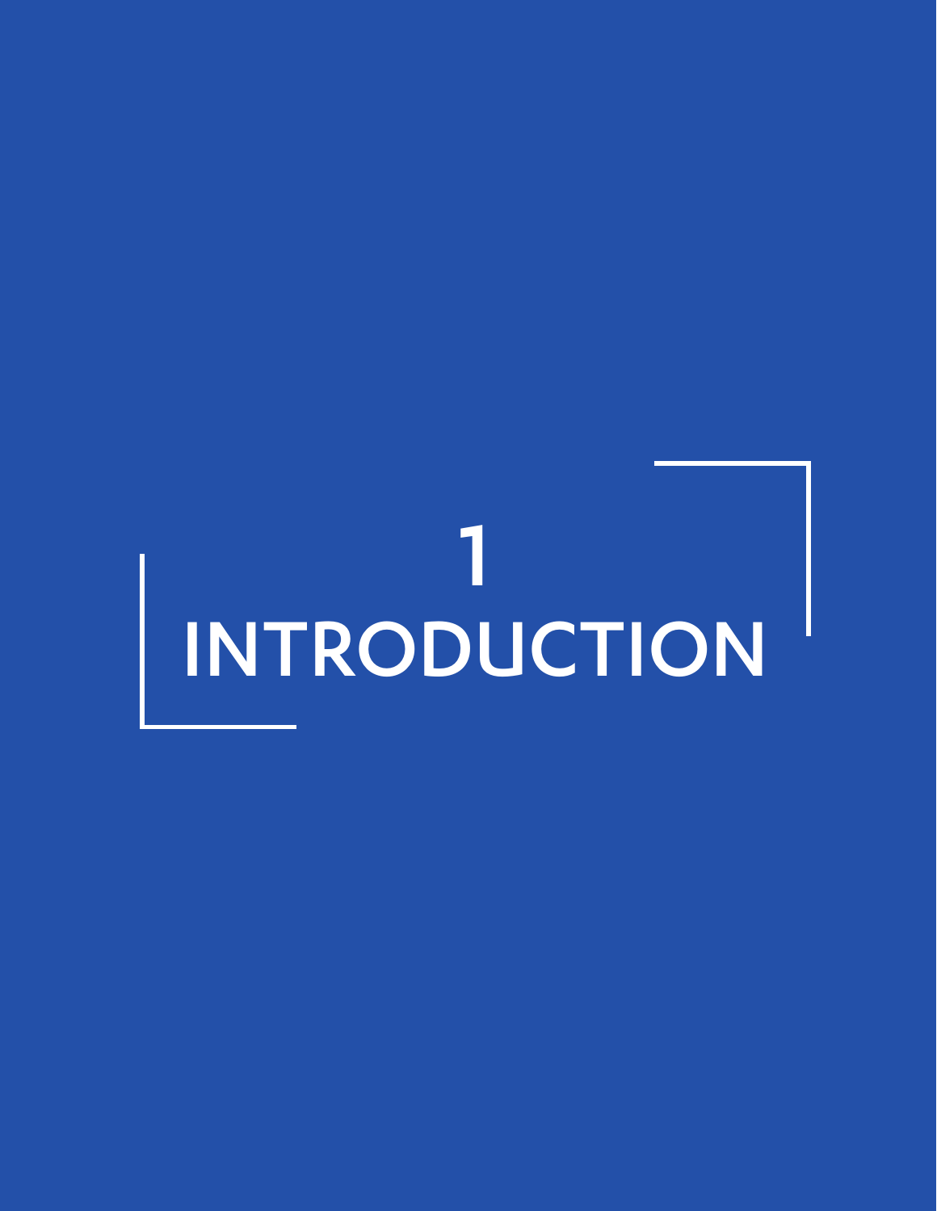# 1 INTRODUCTION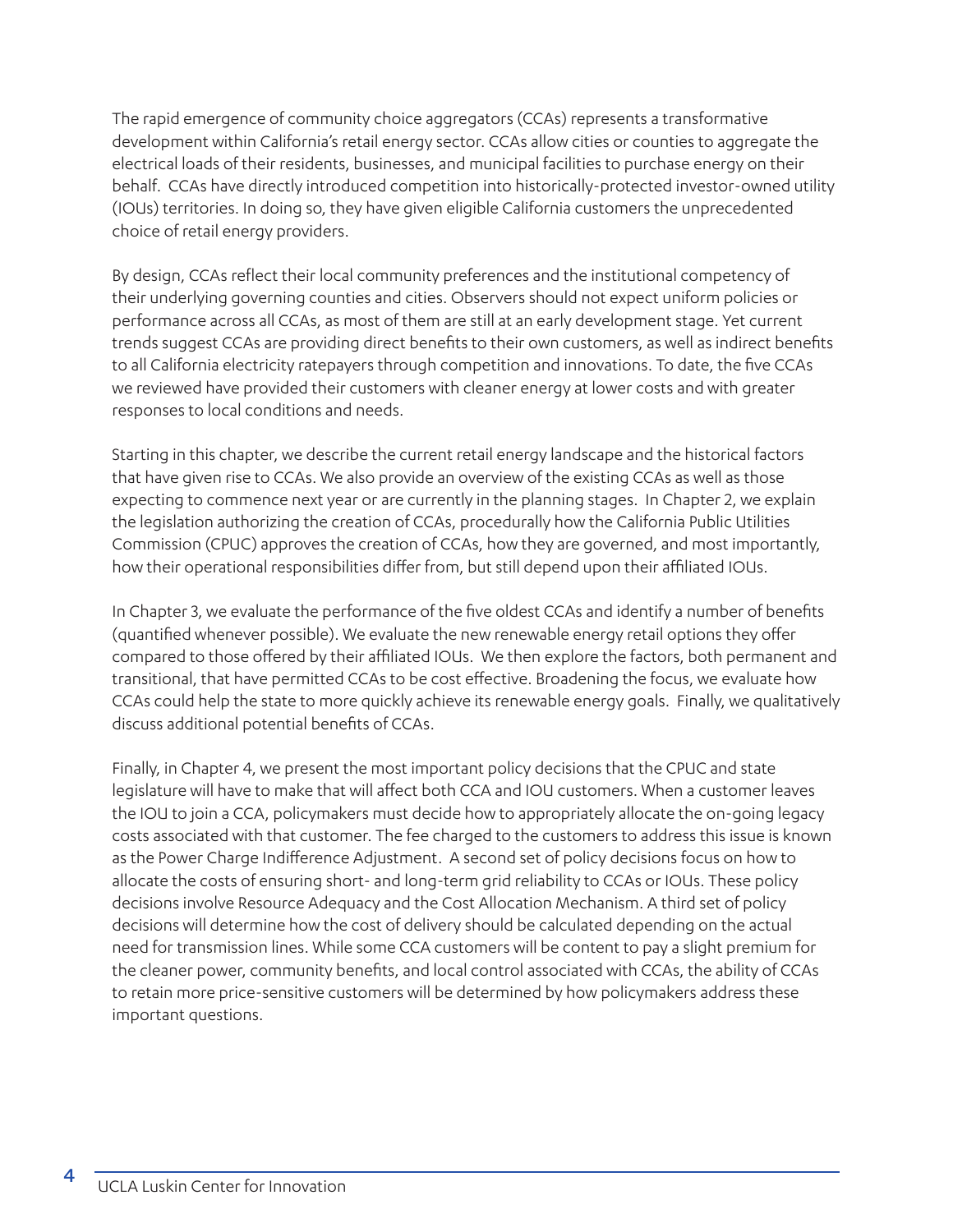The rapid emergence of community choice aggregators (CCAs) represents a transformative development within California's retail energy sector. CCAs allow cities or counties to aggregate the electrical loads of their residents, businesses, and municipal facilities to purchase energy on their behalf. CCAs have directly introduced competition into historically-protected investor-owned utility (IOUs) territories. In doing so, they have given eligible California customers the unprecedented choice of retail energy providers.

By design, CCAs reflect their local community preferences and the institutional competency of their underlying governing counties and cities. Observers should not expect uniform policies or performance across all CCAs, as most of them are still at an early development stage. Yet current trends suggest CCAs are providing direct benefits to their own customers, as well as indirect benefits to all California electricity ratepayers through competition and innovations. To date, the five CCAs we reviewed have provided their customers with cleaner energy at lower costs and with greater responses to local conditions and needs.

Starting in this chapter, we describe the current retail energy landscape and the historical factors that have given rise to CCAs. We also provide an overview of the existing CCAs as well as those expecting to commence next year or are currently in the planning stages. In Chapter 2, we explain the legislation authorizing the creation of CCAs, procedurally how the California Public Utilities Commission (CPUC) approves the creation of CCAs, how they are governed, and most importantly, how their operational responsibilities differ from, but still depend upon their affiliated IOUs.

In Chapter 3, we evaluate the performance of the five oldest CCAs and identify a number of benefits (quantified whenever possible). We evaluate the new renewable energy retail options they offer compared to those offered by their affiliated IOUs. We then explore the factors, both permanent and transitional, that have permitted CCAs to be cost effective. Broadening the focus, we evaluate how CCAs could help the state to more quickly achieve its renewable energy goals. Finally, we qualitatively discuss additional potential benefits of CCAs.

Finally, in Chapter 4, we present the most important policy decisions that the CPUC and state legislature will have to make that will affect both CCA and IOU customers. When a customer leaves the IOU to join a CCA, policymakers must decide how to appropriately allocate the on-going legacy costs associated with that customer. The fee charged to the customers to address this issue is known as the Power Charge Indifference Adjustment. A second set of policy decisions focus on how to allocate the costs of ensuring short- and long-term grid reliability to CCAs or IOUs. These policy decisions involve Resource Adequacy and the Cost Allocation Mechanism. A third set of policy decisions will determine how the cost of delivery should be calculated depending on the actual need for transmission lines. While some CCA customers will be content to pay a slight premium for the cleaner power, community benefits, and local control associated with CCAs, the ability of CCAs to retain more price-sensitive customers will be determined by how policymakers address these important questions.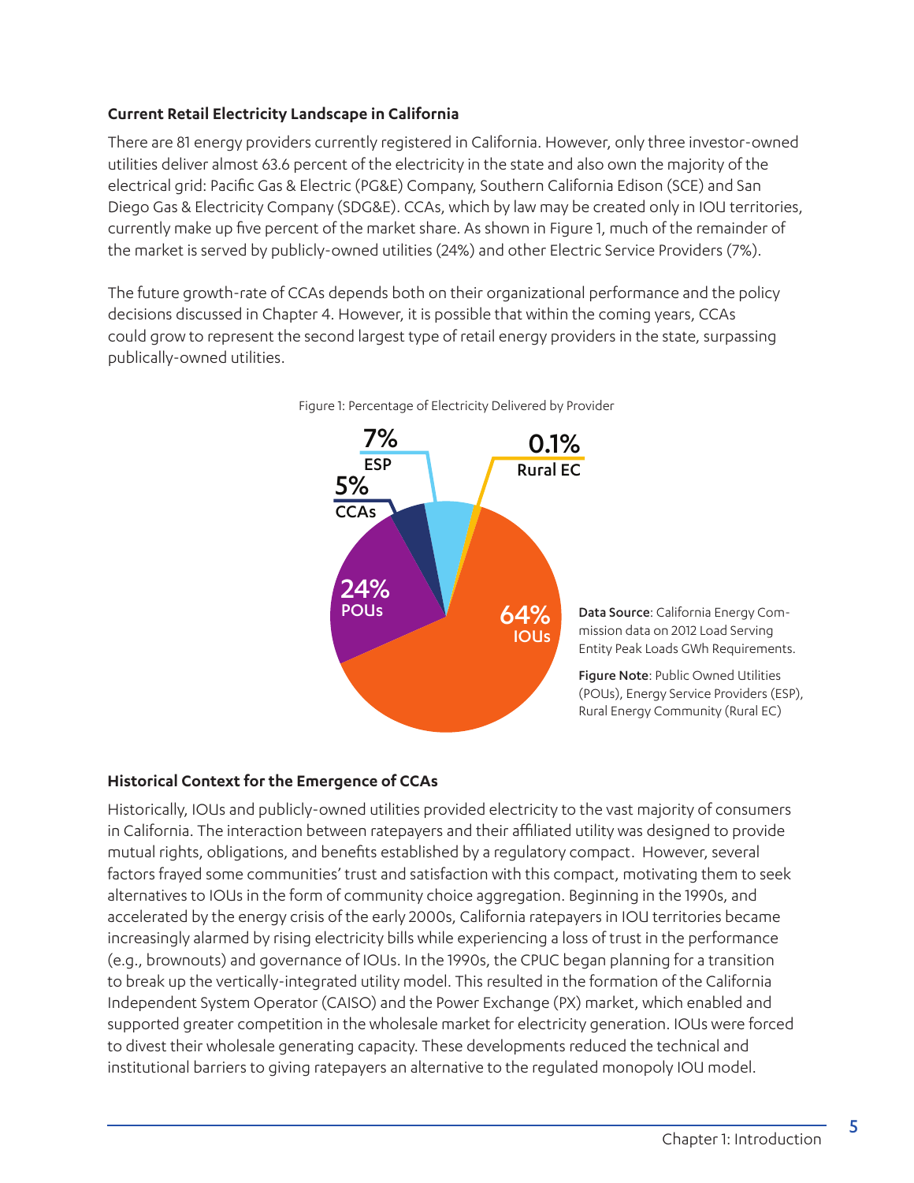### Current Retail Electricity Landscape in California

There are 81 energy providers currently registered in California. However, only three investor-owned utilities deliver almost 63.6 percent of the electricity in the state and also own the majority of the electrical grid: Pacific Gas & Electric (PG&E) Company, Southern California Edison (SCE) and San Diego Gas & Electricity Company (SDG&E). CCAs, which by law may be created only in IOU territories, currently make up five percent of the market share. As shown in Figure 1, much of the remainder of the market is served by publicly-owned utilities (24%) and other Electric Service Providers (7%).

The future growth-rate of CCAs depends both on their organizational performance and the policy decisions discussed in Chapter 4. However, it is possible that within the coming years, CCAs could grow to represent the second largest type of retail energy providers in the state, surpassing publically-owned utilities.

Figure 1: Percentage of Electricity Delivered by Provider

| Provider | Percentage |
|---|---|
| IOUs | 64% |
| POUs | 24% |
| ESP | 7% |
| CCAs | 5% |
| Rural EC | 0.1% |

**Data Source**: California Energy Commission data on 2012 Load Serving Entity Peak Loads GWh Requirements.

**Figure Note**: Public Owned Utilities (POUs), Energy Service Providers (ESP), Rural Energy Community (Rural EC)

### Historical Context for the Emergence of CCAs

Historically, IOUs and publicly-owned utilities provided electricity to the vast majority of consumers in California. The interaction between ratepayers and their affiliated utility was designed to provide mutual rights, obligations, and benefits established by a regulatory compact. However, several factors frayed some communities' trust and satisfaction with this compact, motivating them to seek alternatives to IOUs in the form of community choice aggregation. Beginning in the 1990s, and accelerated by the energy crisis of the early 2000s, California ratepayers in IOU territories became increasingly alarmed by rising electricity bills while experiencing a loss of trust in the performance (e.g., brownouts) and governance of IOUs. In the 1990s, the CPUC began planning for a transition to break up the vertically-integrated utility model. This resulted in the formation of the California Independent System Operator (CAISO) and the Power Exchange (PX) market, which enabled and supported greater competition in the wholesale market for electricity generation. IOUs were forced to divest their wholesale generating capacity. These developments reduced the technical and institutional barriers to giving ratepayers an alternative to the regulated monopoly IOU model.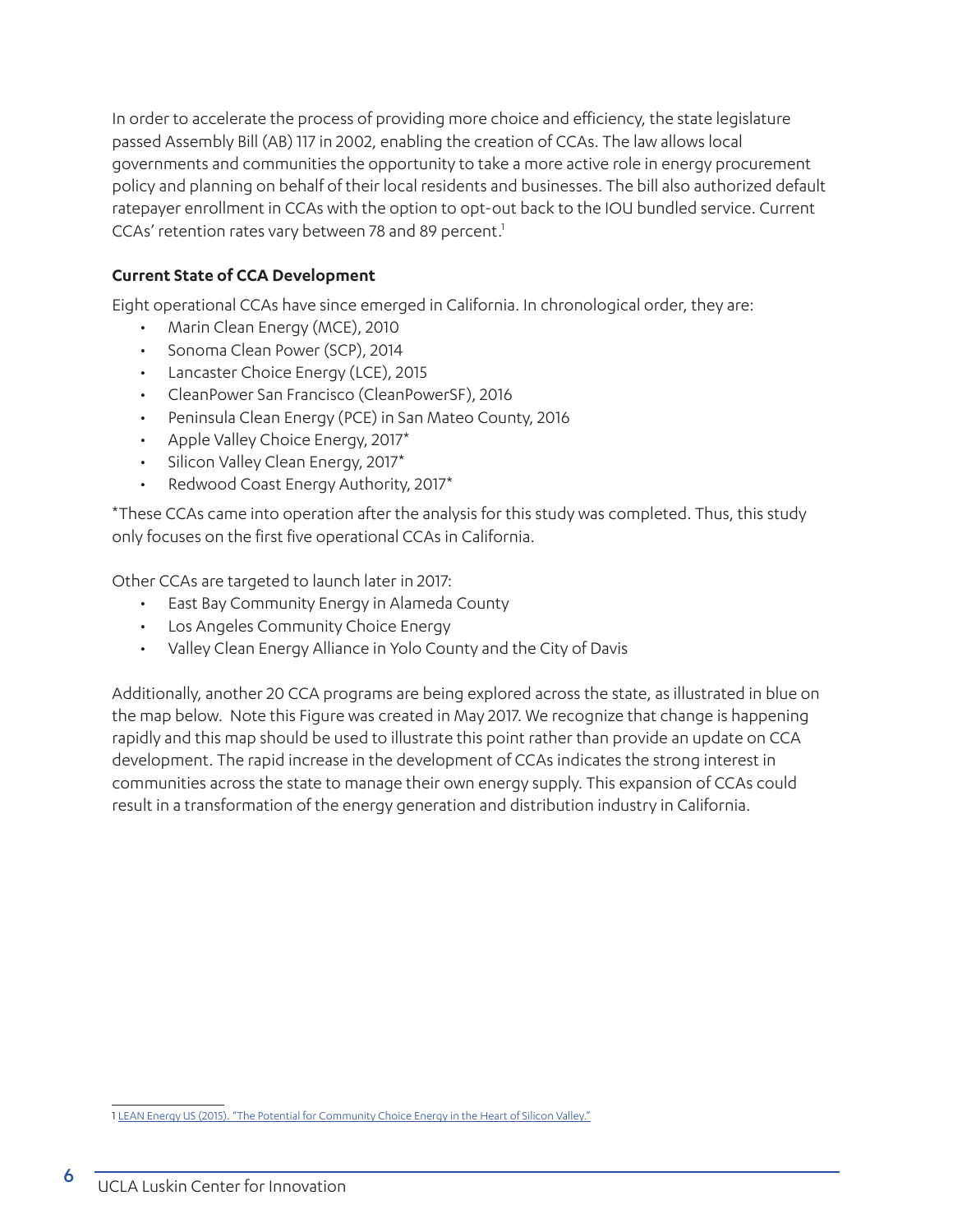In order to accelerate the process of providing more choice and efficiency, the state legislature passed Assembly Bill (AB) 117 in 2002, enabling the creation of CCAs. The law allows local governments and communities the opportunity to take a more active role in energy procurement policy and planning on behalf of their local residents and businesses. The bill also authorized default ratepayer enrollment in CCAs with the option to opt-out back to the IOU bundled service. Current CCAs' retention rates vary between 78 and 89 percent.[1]

**Current State of CCA Development**

Eight operational CCAs have since emerged in California. In chronological order, they are:

- Marin Clean Energy (MCE), 2010
- Sonoma Clean Power (SCP), 2014
- Lancaster Choice Energy (LCE), 2015
- CleanPower San Francisco (CleanPowerSF), 2016
- Peninsula Clean Energy (PCE) in San Mateo County, 2016
- Apple Valley Choice Energy, 2017*
- Silicon Valley Clean Energy, 2017*
- Redwood Coast Energy Authority, 2017*

*These CCAs came into operation after the analysis for this study was completed. Thus, this study only focuses on the first five operational CCAs in California.

Other CCAs are targeted to launch later in 2017:

- East Bay Community Energy in Alameda County
- Los Angeles Community Choice Energy
- Valley Clean Energy Alliance in Yolo County and the City of Davis

Additionally, another 20 CCA programs are being explored across the state, as illustrated in blue on the map below. Note this Figure was created in May 2017. We recognize that change is happening rapidly and this map should be used to illustrate this point rather than provide an update on CCA development. The rapid increase in the development of CCAs indicates the strong interest in communities across the state to manage their own energy supply. This expansion of CCAs could result in a transformation of the energy generation and distribution industry in California.

1 LEAN Energy US (2015). "The Potential for Community Choice Energy in the Heart of Silicon Valley."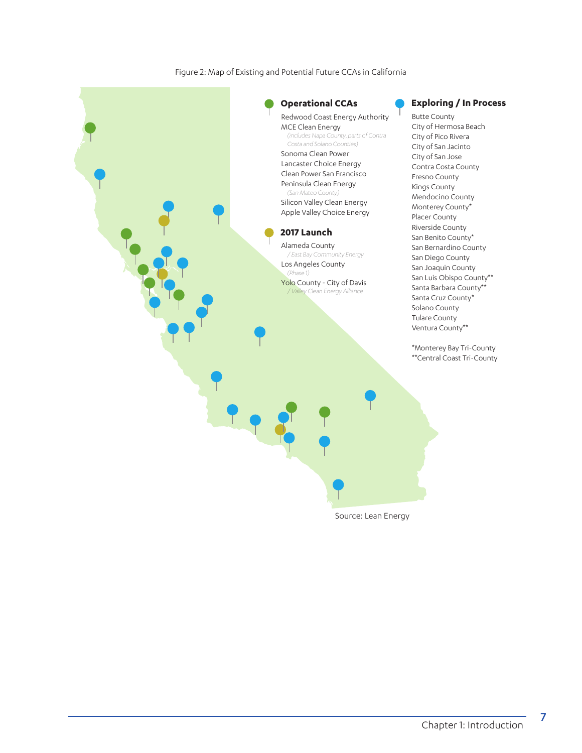Figure 2: Map of Existing and Potential Future CCAs in California

**Operational CCAs**

- Redwood Coast Energy Authority
- MCE Clean Energy
  *(includes Napa County, parts of Contra Costa and Solano Counties)*
- Sonoma Clean Power
- Lancaster Choice Energy
- Clean Power San Francisco
- Peninsula Clean Energy
  *(San Mateo County)*
- Silicon Valley Clean Energy
- Apple Valley Choice Energy

**2017 Launch**

- Alameda County
  */ East Bay Community Energy*
- Los Angeles County
  *(Phase 1)*
- Yolo County - City of Davis
  */ Valley Clean Energy Alliance*

**Exploring / In Process**

- Butte County
- City of Hermosa Beach
- City of Pico Rivera
- City of San Jacinto
- City of San Jose
- Contra Costa County
- Fresno County
- Kings County
- Mendocino County
- Monterey County*
- Placer County
- Riverside County
- San Benito County*
- San Bernardino County
- San Diego County
- San Joaquin County
- San Luis Obispo County**
- Santa Barbara County**
- Santa Cruz County*
- Solano County
- Tulare County
- Ventura County**

*Monterey Bay Tri-County
**Central Coast Tri-County

Source: Lean Energy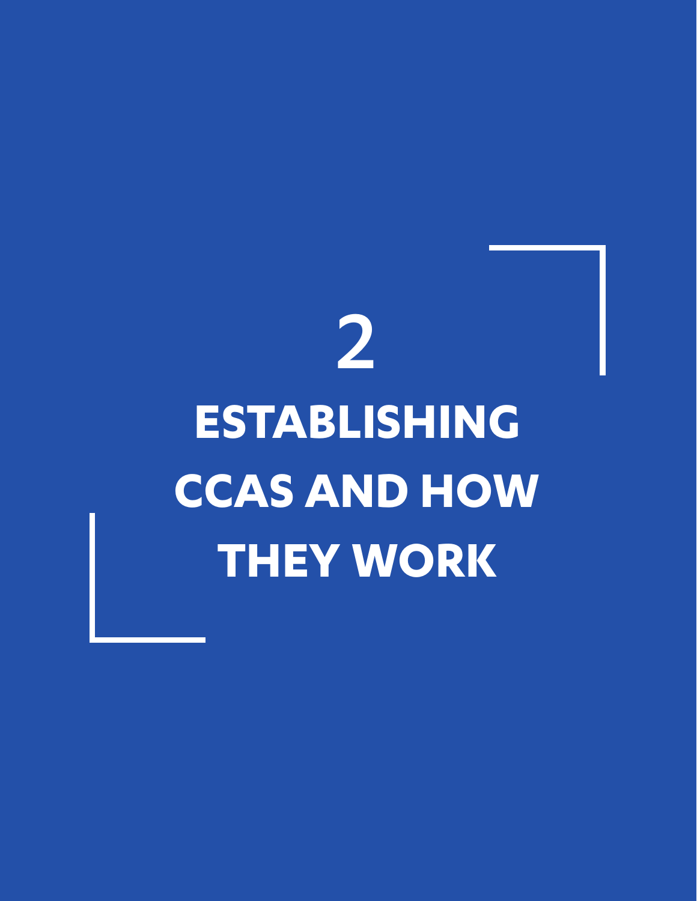# 2

# ESTABLISHING CCAS AND HOW THEY WORK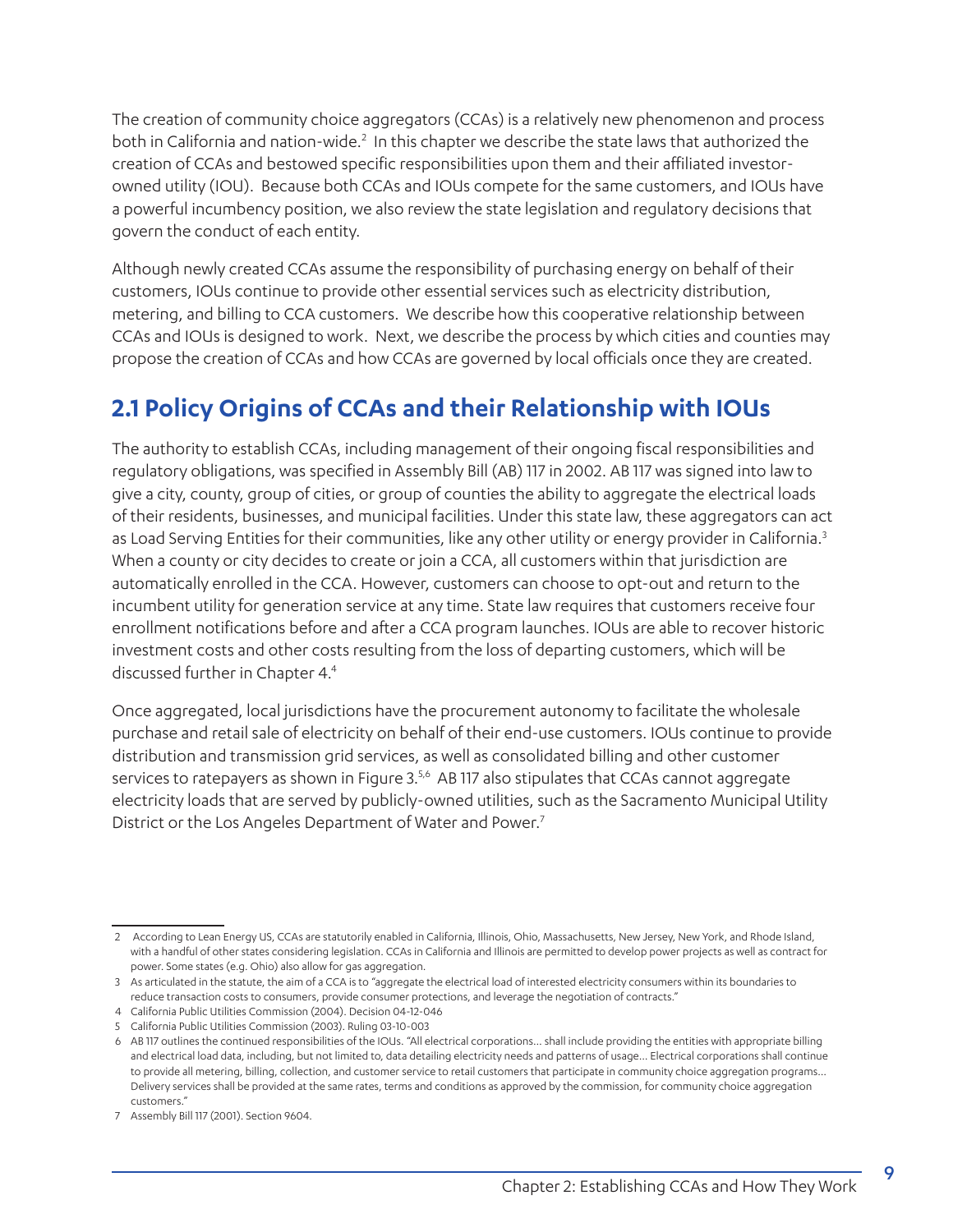The creation of community choice aggregators (CCAs) is a relatively new phenomenon and process both in California and nation-wide.[2] In this chapter we describe the state laws that authorized the creation of CCAs and bestowed specific responsibilities upon them and their affiliated investor-owned utility (IOU). Because both CCAs and IOUs compete for the same customers, and IOUs have a powerful incumbency position, we also review the state legislation and regulatory decisions that govern the conduct of each entity.

Although newly created CCAs assume the responsibility of purchasing energy on behalf of their customers, IOUs continue to provide other essential services such as electricity distribution, metering, and billing to CCA customers. We describe how this cooperative relationship between CCAs and IOUs is designed to work. Next, we describe the process by which cities and counties may propose the creation of CCAs and how CCAs are governed by local officials once they are created.

## 2.1 Policy Origins of CCAs and their Relationship with IOUs

The authority to establish CCAs, including management of their ongoing fiscal responsibilities and regulatory obligations, was specified in Assembly Bill (AB) 117 in 2002. AB 117 was signed into law to give a city, county, group of cities, or group of counties the ability to aggregate the electrical loads of their residents, businesses, and municipal facilities. Under this state law, these aggregators can act as Load Serving Entities for their communities, like any other utility or energy provider in California.[3] When a county or city decides to create or join a CCA, all customers within that jurisdiction are automatically enrolled in the CCA. However, customers can choose to opt-out and return to the incumbent utility for generation service at any time. State law requires that customers receive four enrollment notifications before and after a CCA program launches. IOUs are able to recover historic investment costs and other costs resulting from the loss of departing customers, which will be discussed further in Chapter 4.[4]

Once aggregated, local jurisdictions have the procurement autonomy to facilitate the wholesale purchase and retail sale of electricity on behalf of their end-use customers. IOUs continue to provide distribution and transmission grid services, as well as consolidated billing and other customer services to ratepayers as shown in Figure 3.[5,6] AB 117 also stipulates that CCAs cannot aggregate electricity loads that are served by publicly-owned utilities, such as the Sacramento Municipal Utility District or the Los Angeles Department of Water and Power.[7]

---

2 According to Lean Energy US, CCAs are statutorily enabled in California, Illinois, Ohio, Massachusetts, New Jersey, New York, and Rhode Island, with a handful of other states considering legislation. CCAs in California and Illinois are permitted to develop power projects as well as contract for power. Some states (e.g. Ohio) also allow for gas aggregation.

3 As articulated in the statute, the aim of a CCA is to "aggregate the electrical load of interested electricity consumers within its boundaries to reduce transaction costs to consumers, provide consumer protections, and leverage the negotiation of contracts."

4 California Public Utilities Commission (2004). Decision 04-12-046

5 California Public Utilities Commission (2003). Ruling 03-10-003

6 AB 117 outlines the continued responsibilities of the IOUs. "All electrical corporations... shall include providing the entities with appropriate billing and electrical load data, including, but not limited to, data detailing electricity needs and patterns of usage... Electrical corporations shall continue to provide all metering, billing, collection, and customer service to retail customers that participate in community choice aggregation programs... Delivery services shall be provided at the same rates, terms and conditions as approved by the commission, for community choice aggregation customers."

7 Assembly Bill 117 (2001). Section 9604.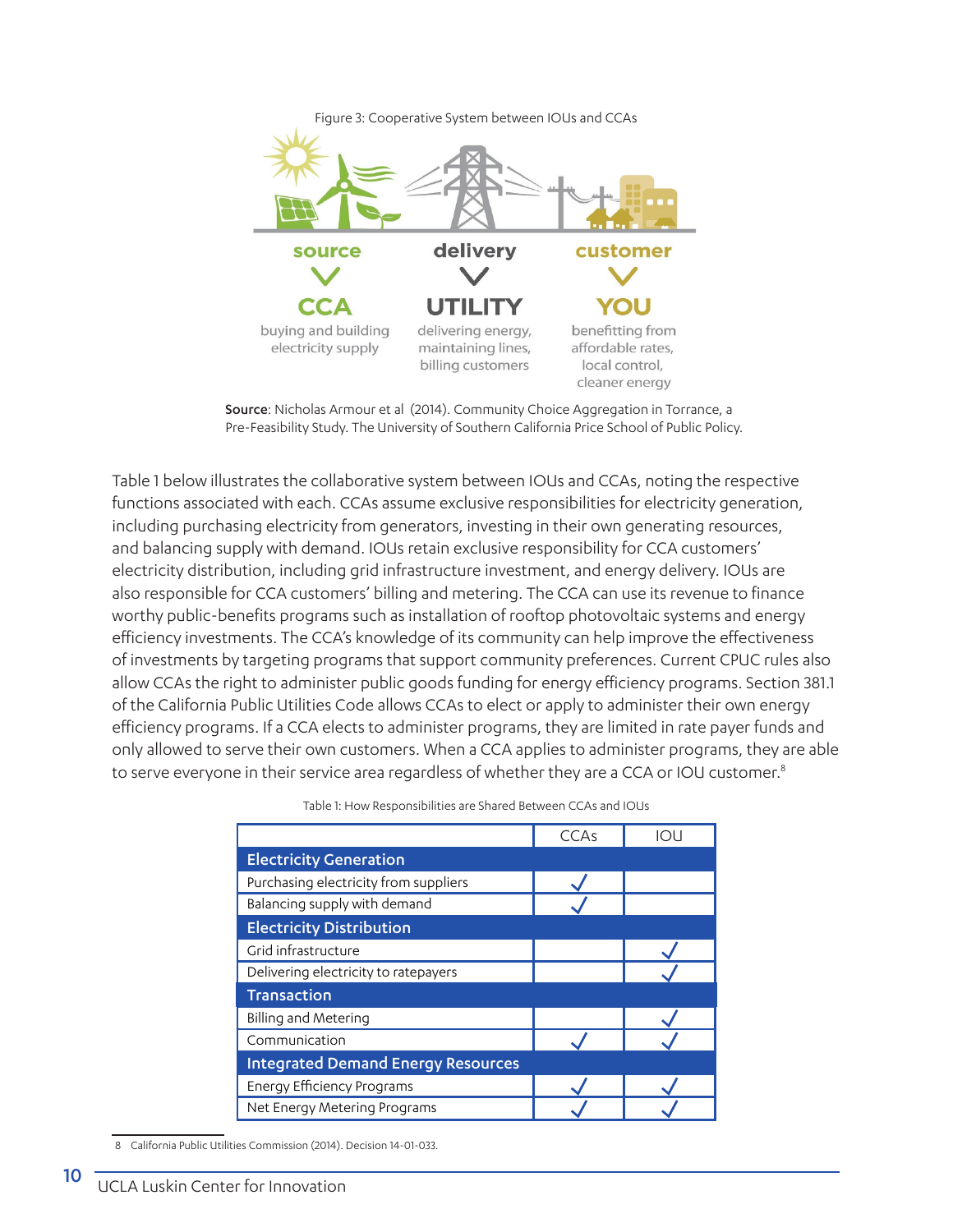Figure 3: Cooperative System between IOUs and CCAs

source
CCA
buying and building electricity supply

delivery
UTILITY
delivering energy, maintaining lines, billing customers

customer
YOU
benefitting from affordable rates, local control, cleaner energy

**Source**: Nicholas Armour et al (2014). Community Choice Aggregation in Torrance, a Pre-Feasibility Study. The University of Southern California Price School of Public Policy.

Table 1 below illustrates the collaborative system between IOUs and CCAs, noting the respective functions associated with each. CCAs assume exclusive responsibilities for electricity generation, including purchasing electricity from generators, investing in their own generating resources, and balancing supply with demand. IOUs retain exclusive responsibility for CCA customers' electricity distribution, including grid infrastructure investment, and energy delivery. IOUs are also responsible for CCA customers' billing and metering. The CCA can use its revenue to finance worthy public-benefits programs such as installation of rooftop photovoltaic systems and energy efficiency investments. The CCA's knowledge of its community can help improve the effectiveness of investments by targeting programs that support community preferences. Current CPUC rules also allow CCAs the right to administer public goods funding for energy efficiency programs. Section 381.1 of the California Public Utilities Code allows CCAs to elect or apply to administer their own energy efficiency programs. If a CCA elects to administer programs, they are limited in rate payer funds and only allowed to serve their own customers. When a CCA applies to administer programs, they are able to serve everyone in their service area regardless of whether they are a CCA or IOU customer.[8]

Table 1: How Responsibilities are Shared Between CCAs and IOUs

| | CCAs | IOU |
|---|---|---|
| **Electricity Generation** | | |
| Purchasing electricity from suppliers | ✓ | |
| Balancing supply with demand | ✓ | |
| **Electricity Distribution** | | |
| Grid infrastructure | | ✓ |
| Delivering electricity to ratepayers | | ✓ |
| **Transaction** | | |
| Billing and Metering | | ✓ |
| Communication | ✓ | ✓ |
| **Integrated Demand Energy Resources** | | |
| Energy Efficiency Programs | ✓ | ✓ |
| Net Energy Metering Programs | ✓ | ✓ |

8 California Public Utilities Commission (2014). Decision 14-01-033.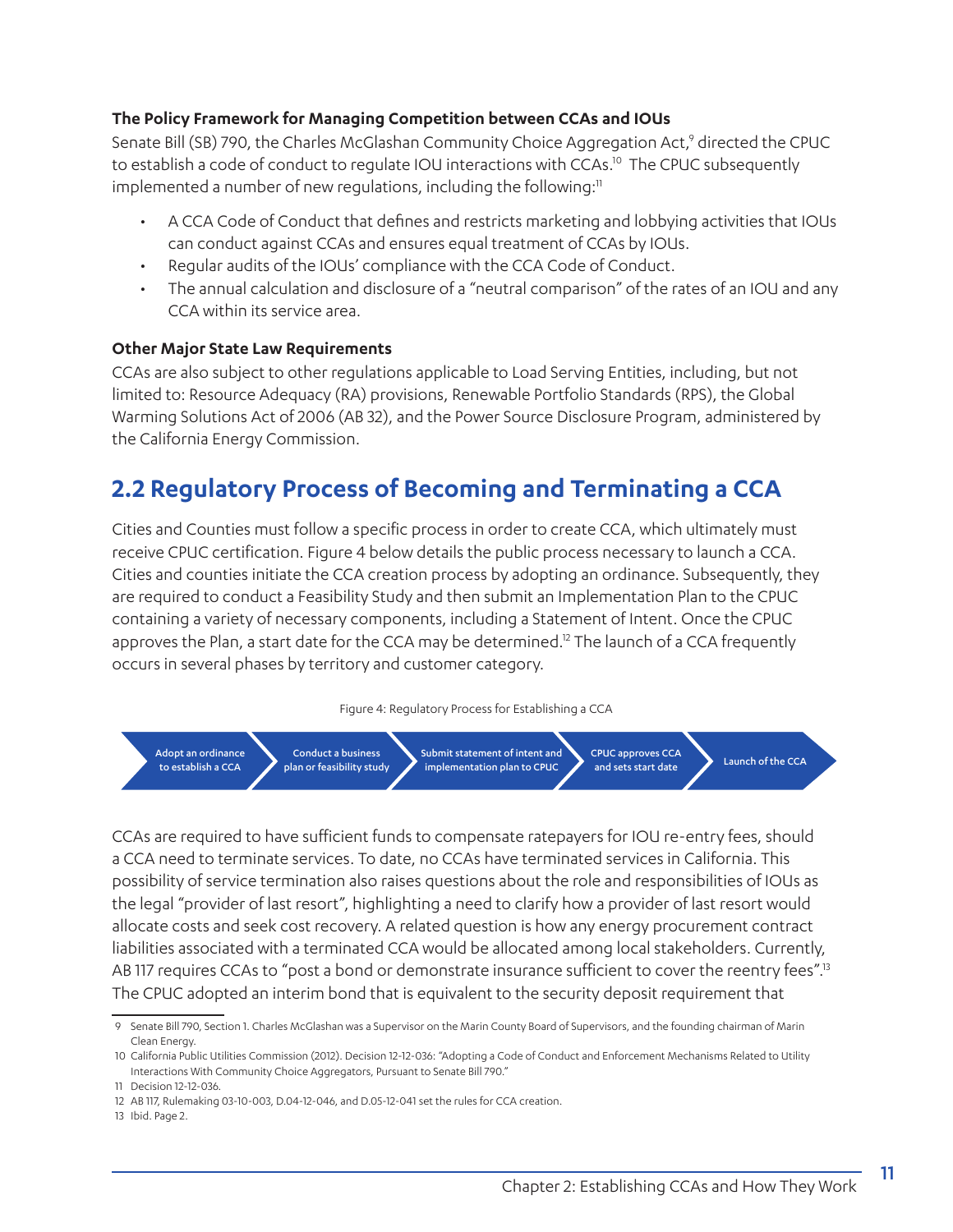### The Policy Framework for Managing Competition between CCAs and IOUs

Senate Bill (SB) 790, the Charles McGlashan Community Choice Aggregation Act,[9] directed the CPUC to establish a code of conduct to regulate IOU interactions with CCAs.[10] The CPUC subsequently implemented a number of new regulations, including the following:[11]

- A CCA Code of Conduct that defines and restricts marketing and lobbying activities that IOUs can conduct against CCAs and ensures equal treatment of CCAs by IOUs.
- Regular audits of the IOUs' compliance with the CCA Code of Conduct.
- The annual calculation and disclosure of a "neutral comparison" of the rates of an IOU and any CCA within its service area.

### Other Major State Law Requirements

CCAs are also subject to other regulations applicable to Load Serving Entities, including, but not limited to: Resource Adequacy (RA) provisions, Renewable Portfolio Standards (RPS), the Global Warming Solutions Act of 2006 (AB 32), and the Power Source Disclosure Program, administered by the California Energy Commission.

## 2.2 Regulatory Process of Becoming and Terminating a CCA

Cities and Counties must follow a specific process in order to create CCA, which ultimately must receive CPUC certification. Figure 4 below details the public process necessary to launch a CCA. Cities and counties initiate the CCA creation process by adopting an ordinance. Subsequently, they are required to conduct a Feasibility Study and then submit an Implementation Plan to the CPUC containing a variety of necessary components, including a Statement of Intent. Once the CPUC approves the Plan, a start date for the CCA may be determined.[12] The launch of a CCA frequently occurs in several phases by territory and customer category.

Figure 4: Regulatory Process for Establishing a CCA

Adopt an ordinance to establish a CCA → Conduct a business plan or feasibility study → Submit statement of intent and implementation plan to CPUC → CPUC approves CCA and sets start date → Launch of the CCA

CCAs are required to have sufficient funds to compensate ratepayers for IOU re-entry fees, should a CCA need to terminate services. To date, no CCAs have terminated services in California. This possibility of service termination also raises questions about the role and responsibilities of IOUs as the legal "provider of last resort", highlighting a need to clarify how a provider of last resort would allocate costs and seek cost recovery. A related question is how any energy procurement contract liabilities associated with a terminated CCA would be allocated among local stakeholders. Currently, AB 117 requires CCAs to "post a bond or demonstrate insurance sufficient to cover the reentry fees".[13] The CPUC adopted an interim bond that is equivalent to the security deposit requirement that

---

9 Senate Bill 790, Section 1. Charles McGlashan was a Supervisor on the Marin County Board of Supervisors, and the founding chairman of Marin Clean Energy.

10 California Public Utilities Commission (2012). Decision 12-12-036: "Adopting a Code of Conduct and Enforcement Mechanisms Related to Utility Interactions With Community Choice Aggregators, Pursuant to Senate Bill 790."

11 Decision 12-12-036.

12 AB 117, Rulemaking 03-10-003, D.04-12-046, and D.05-12-041 set the rules for CCA creation.

13 Ibid. Page 2.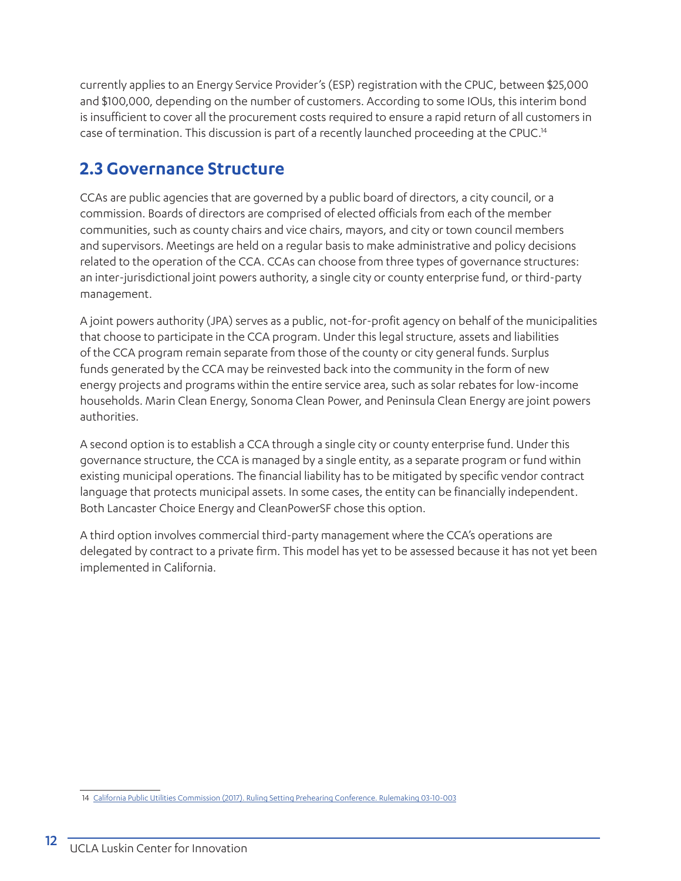currently applies to an Energy Service Provider's (ESP) registration with the CPUC, between $25,000 and $100,000, depending on the number of customers. According to some IOUs, this interim bond is insufficient to cover all the procurement costs required to ensure a rapid return of all customers in case of termination. This discussion is part of a recently launched proceeding at the CPUC.[14]

## 2.3 Governance Structure

CCAs are public agencies that are governed by a public board of directors, a city council, or a commission. Boards of directors are comprised of elected officials from each of the member communities, such as county chairs and vice chairs, mayors, and city or town council members and supervisors. Meetings are held on a regular basis to make administrative and policy decisions related to the operation of the CCA. CCAs can choose from three types of governance structures: an inter-jurisdictional joint powers authority, a single city or county enterprise fund, or third-party management.

A joint powers authority (JPA) serves as a public, not-for-profit agency on behalf of the municipalities that choose to participate in the CCA program. Under this legal structure, assets and liabilities of the CCA program remain separate from those of the county or city general funds. Surplus funds generated by the CCA may be reinvested back into the community in the form of new energy projects and programs within the entire service area, such as solar rebates for low-income households. Marin Clean Energy, Sonoma Clean Power, and Peninsula Clean Energy are joint powers authorities.

A second option is to establish a CCA through a single city or county enterprise fund. Under this governance structure, the CCA is managed by a single entity, as a separate program or fund within existing municipal operations. The financial liability has to be mitigated by specific vendor contract language that protects municipal assets. In some cases, the entity can be financially independent. Both Lancaster Choice Energy and CleanPowerSF chose this option.

A third option involves commercial third-party management where the CCA's operations are delegated by contract to a private firm. This model has yet to be assessed because it has not yet been implemented in California.

14 California Public Utilities Commission (2017). Ruling Setting Prehearing Conference. Rulemaking 03-10-003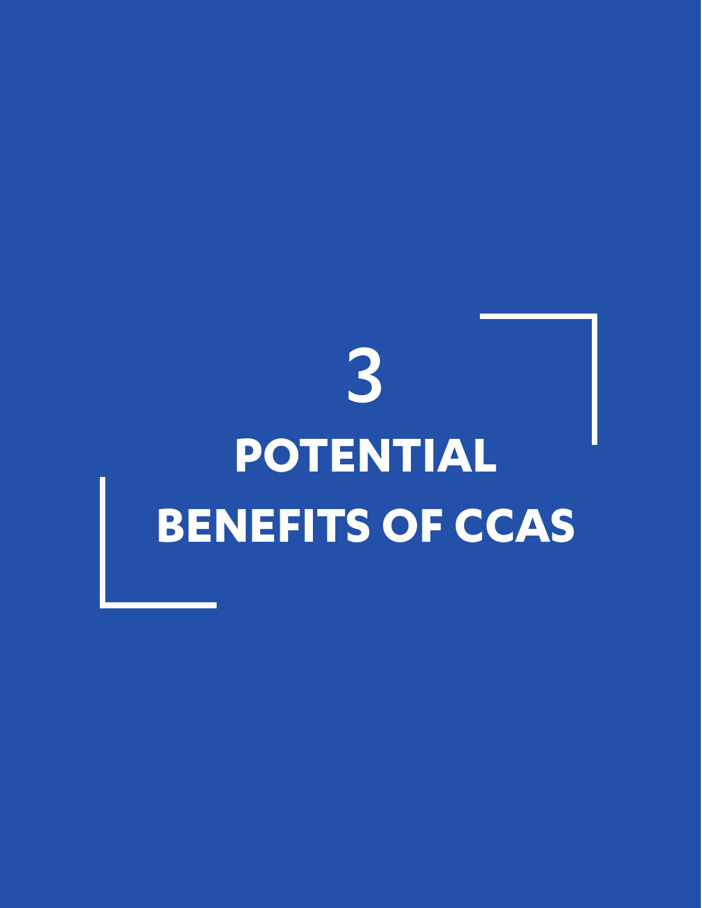# 3 POTENTIAL BENEFITS OF CCAS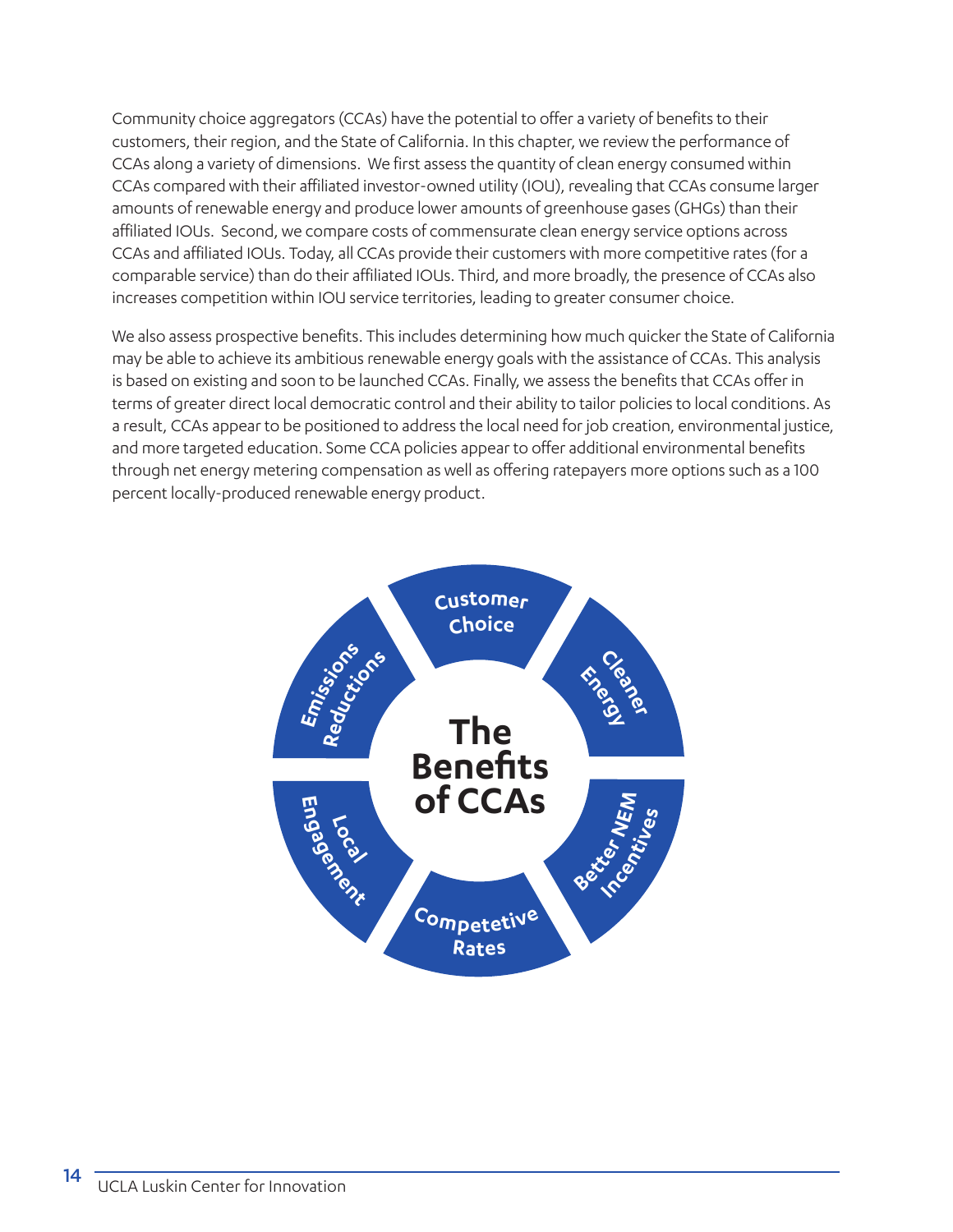Community choice aggregators (CCAs) have the potential to offer a variety of benefits to their customers, their region, and the State of California. In this chapter, we review the performance of CCAs along a variety of dimensions. We first assess the quantity of clean energy consumed within CCAs compared with their affiliated investor-owned utility (IOU), revealing that CCAs consume larger amounts of renewable energy and produce lower amounts of greenhouse gases (GHGs) than their affiliated IOUs. Second, we compare costs of commensurate clean energy service options across CCAs and affiliated IOUs. Today, all CCAs provide their customers with more competitive rates (for a comparable service) than do their affiliated IOUs. Third, and more broadly, the presence of CCAs also increases competition within IOU service territories, leading to greater consumer choice.

We also assess prospective benefits. This includes determining how much quicker the State of California may be able to achieve its ambitious renewable energy goals with the assistance of CCAs. This analysis is based on existing and soon to be launched CCAs. Finally, we assess the benefits that CCAs offer in terms of greater direct local democratic control and their ability to tailor policies to local conditions. As a result, CCAs appear to be positioned to address the local need for job creation, environmental justice, and more targeted education. Some CCA policies appear to offer additional environmental benefits through net energy metering compensation as well as offering ratepayers more options such as a 100 percent locally-produced renewable energy product.

**The Benefits of CCAs**

- Customer Choice
- Cleaner Energy
- Better NEM Incentives
- Competetive Rates
- Local Engagement
- Emissions Reductions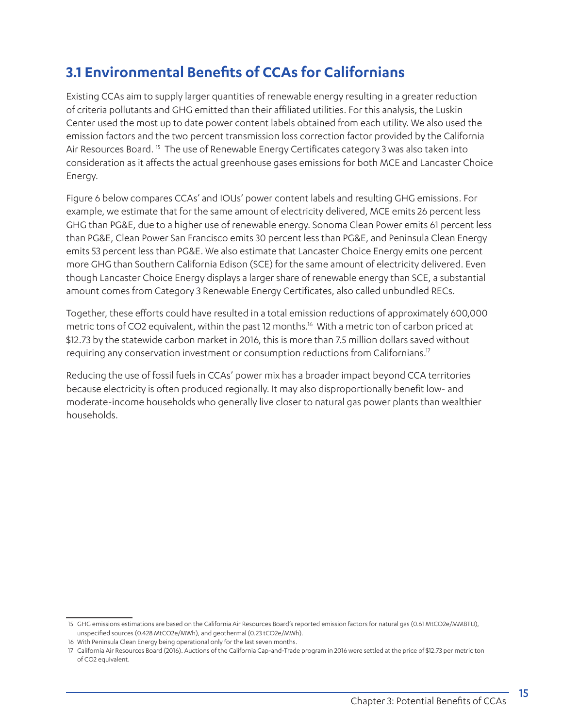## 3.1 Environmental Benefits of CCAs for Californians

Existing CCAs aim to supply larger quantities of renewable energy resulting in a greater reduction of criteria pollutants and GHG emitted than their affiliated utilities. For this analysis, the Luskin Center used the most up to date power content labels obtained from each utility. We also used the emission factors and the two percent transmission loss correction factor provided by the California Air Resources Board. [15] The use of Renewable Energy Certificates category 3 was also taken into consideration as it affects the actual greenhouse gases emissions for both MCE and Lancaster Choice Energy.

Figure 6 below compares CCAs' and IOUs' power content labels and resulting GHG emissions. For example, we estimate that for the same amount of electricity delivered, MCE emits 26 percent less GHG than PG&E, due to a higher use of renewable energy. Sonoma Clean Power emits 61 percent less than PG&E, Clean Power San Francisco emits 30 percent less than PG&E, and Peninsula Clean Energy emits 53 percent less than PG&E. We also estimate that Lancaster Choice Energy emits one percent more GHG than Southern California Edison (SCE) for the same amount of electricity delivered. Even though Lancaster Choice Energy displays a larger share of renewable energy than SCE, a substantial amount comes from Category 3 Renewable Energy Certificates, also called unbundled RECs.

Together, these efforts could have resulted in a total emission reductions of approximately 600,000 metric tons of CO2 equivalent, within the past 12 months.[16] With a metric ton of carbon priced at $12.73 by the statewide carbon market in 2016, this is more than 7.5 million dollars saved without requiring any conservation investment or consumption reductions from Californians.[17]

Reducing the use of fossil fuels in CCAs' power mix has a broader impact beyond CCA territories because electricity is often produced regionally. It may also disproportionally benefit low- and moderate-income households who generally live closer to natural gas power plants than wealthier households.

---

15 GHG emissions estimations are based on the California Air Resources Board's reported emission factors for natural gas (0.61 MtCO2e/MMBTU), unspecified sources (0.428 MtCO2e/MWh), and geothermal (0.23 tCO2e/MWh).

16 With Peninsula Clean Energy being operational only for the last seven months.

17 California Air Resources Board (2016). Auctions of the California Cap-and-Trade program in 2016 were settled at the price of $12.73 per metric ton of CO2 equivalent.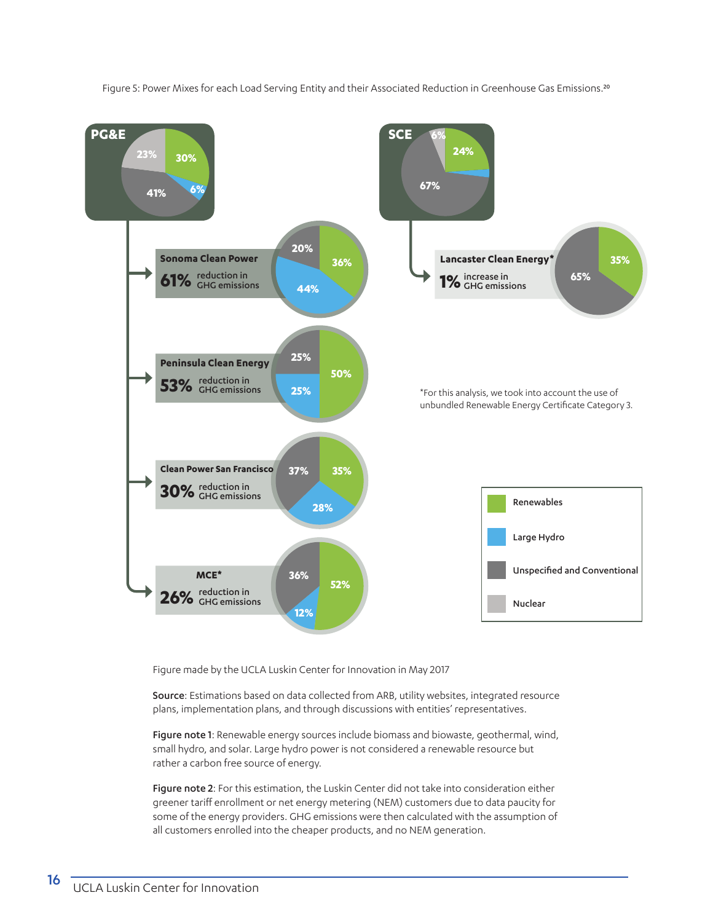Figure 5: Power Mixes for each Load Serving Entity and their Associated Reduction in Greenhouse Gas Emissions.[20]

| Entity | Renewables | Large Hydro | Unspecified and Conventional | Nuclear | GHG emissions |
|---|---|---|---|---|---|
| PG&E | 30% | 6% | 41% | 23% | |
| Sonoma Clean Power | 36% | 44% | 20% | | 61% reduction in GHG emissions |
| Peninsula Clean Energy | 50% | 25% | 25% | | 53% reduction in GHG emissions |
| Clean Power San Francisco | 35% | 28% | 37% | | 30% reduction in GHG emissions |
| MCE* | 52% | 12% | 36% | | 26% reduction in GHG emissions |
| SCE | 24% | | 67% | 6% | |
| Lancaster Clean Energy* | 35% | | 65% | | 1% increase in GHG emissions |

*For this analysis, we took into account the use of unbundled Renewable Energy Certificate Category 3.

Figure made by the UCLA Luskin Center for Innovation in May 2017

**Source**: Estimations based on data collected from ARB, utility websites, integrated resource plans, implementation plans, and through discussions with entities' representatives.

**Figure note 1**: Renewable energy sources include biomass and biowaste, geothermal, wind, small hydro, and solar. Large hydro power is not considered a renewable resource but rather a carbon free source of energy.

**Figure note 2**: For this estimation, the Luskin Center did not take into consideration either greener tariff enrollment or net energy metering (NEM) customers due to data paucity for some of the energy providers. GHG emissions were then calculated with the assumption of all customers enrolled into the cheaper products, and no NEM generation.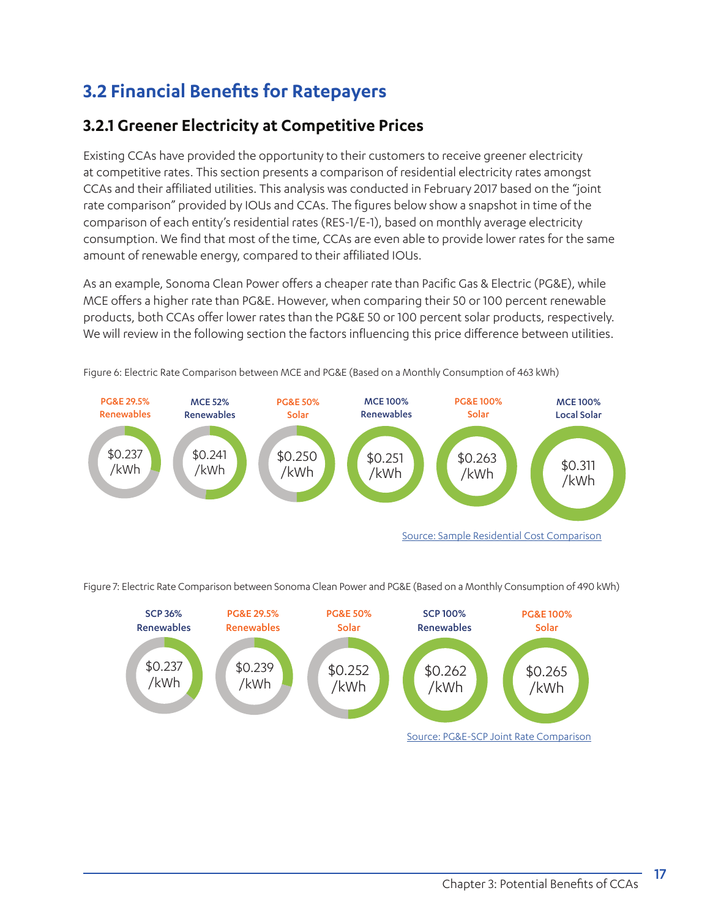## 3.2 Financial Benefits for Ratepayers

### 3.2.1 Greener Electricity at Competitive Prices

Existing CCAs have provided the opportunity to their customers to receive greener electricity at competitive rates. This section presents a comparison of residential electricity rates amongst CCAs and their affiliated utilities. This analysis was conducted in February 2017 based on the "joint rate comparison" provided by IOUs and CCAs. The figures below show a snapshot in time of the comparison of each entity's residential rates (RES-1/E-1), based on monthly average electricity consumption. We find that most of the time, CCAs are even able to provide lower rates for the same amount of renewable energy, compared to their affiliated IOUs.

As an example, Sonoma Clean Power offers a cheaper rate than Pacific Gas & Electric (PG&E), while MCE offers a higher rate than PG&E. However, when comparing their 50 or 100 percent renewable products, both CCAs offer lower rates than the PG&E 50 or 100 percent solar products, respectively. We will review in the following section the factors influencing this price difference between utilities.

Figure 6: Electric Rate Comparison between MCE and PG&E (Based on a Monthly Consumption of 463 kWh)

| PG&E 29.5% Renewables | MCE 52% Renewables | PG&E 50% Solar | MCE 100% Renewables | PG&E 100% Solar | MCE 100% Local Solar |
|---|---|---|---|---|---|
| $0.237 /kWh | $0.241 /kWh | $0.250 /kWh | $0.251 /kWh | $0.263 /kWh | $0.311 /kWh |

Source: Sample Residential Cost Comparison

Figure 7: Electric Rate Comparison between Sonoma Clean Power and PG&E (Based on a Monthly Consumption of 490 kWh)

| SCP 36% Renewables | PG&E 29.5% Renewables | PG&E 50% Solar | SCP 100% Renewables | PG&E 100% Solar |
|---|---|---|---|---|
| $0.237 /kWh | $0.239 /kWh | $0.252 /kWh | $0.262 /kWh | $0.265 /kWh |

Source: PG&E-SCP Joint Rate Comparison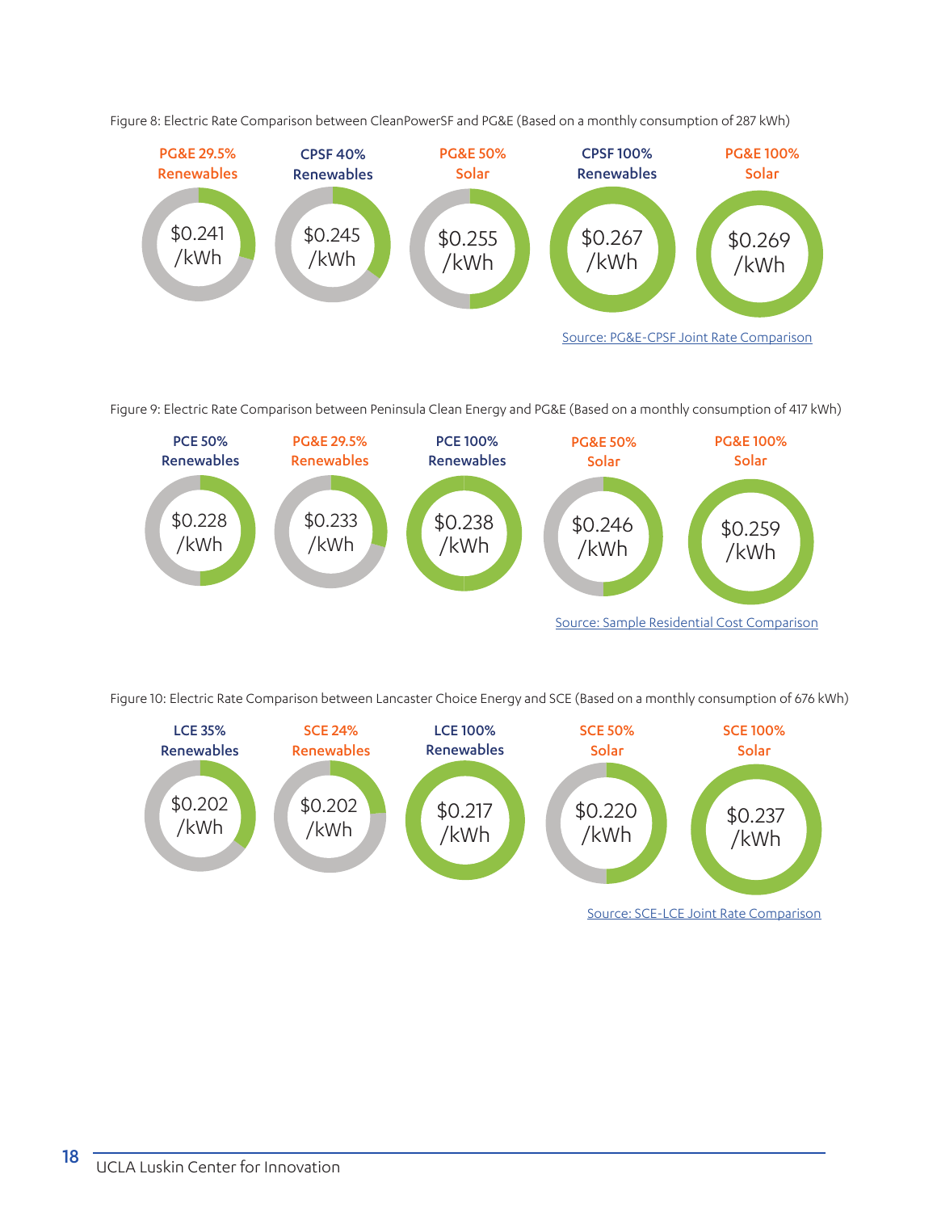Figure 8: Electric Rate Comparison between CleanPowerSF and PG&E (Based on a monthly consumption of 287 kWh)

| PG&E 29.5% Renewables | CPSF 40% Renewables | PG&E 50% Solar | CPSF 100% Renewables | PG&E 100% Solar |
|---|---|---|---|---|
| $0.241 /kWh | $0.245 /kWh | $0.255 /kWh | $0.267 /kWh | $0.269 /kWh |

Source: PG&E-CPSF Joint Rate Comparison

Figure 9: Electric Rate Comparison between Peninsula Clean Energy and PG&E (Based on a monthly consumption of 417 kWh)

| PCE 50% Renewables | PG&E 29.5% Renewables | PCE 100% Renewables | PG&E 50% Solar | PG&E 100% Solar |
|---|---|---|---|---|
| $0.228 /kWh | $0.233 /kWh | $0.238 /kWh | $0.246 /kWh | $0.259 /kWh |

Source: Sample Residential Cost Comparison

Figure 10: Electric Rate Comparison between Lancaster Choice Energy and SCE (Based on a monthly consumption of 676 kWh)

| LCE 35% Renewables | SCE 24% Renewables | LCE 100% Renewables | SCE 50% Solar | SCE 100% Solar |
|---|---|---|---|---|
| $0.202 /kWh | $0.202 /kWh | $0.217 /kWh | $0.220 /kWh | $0.237 /kWh |

Source: SCE-LCE Joint Rate Comparison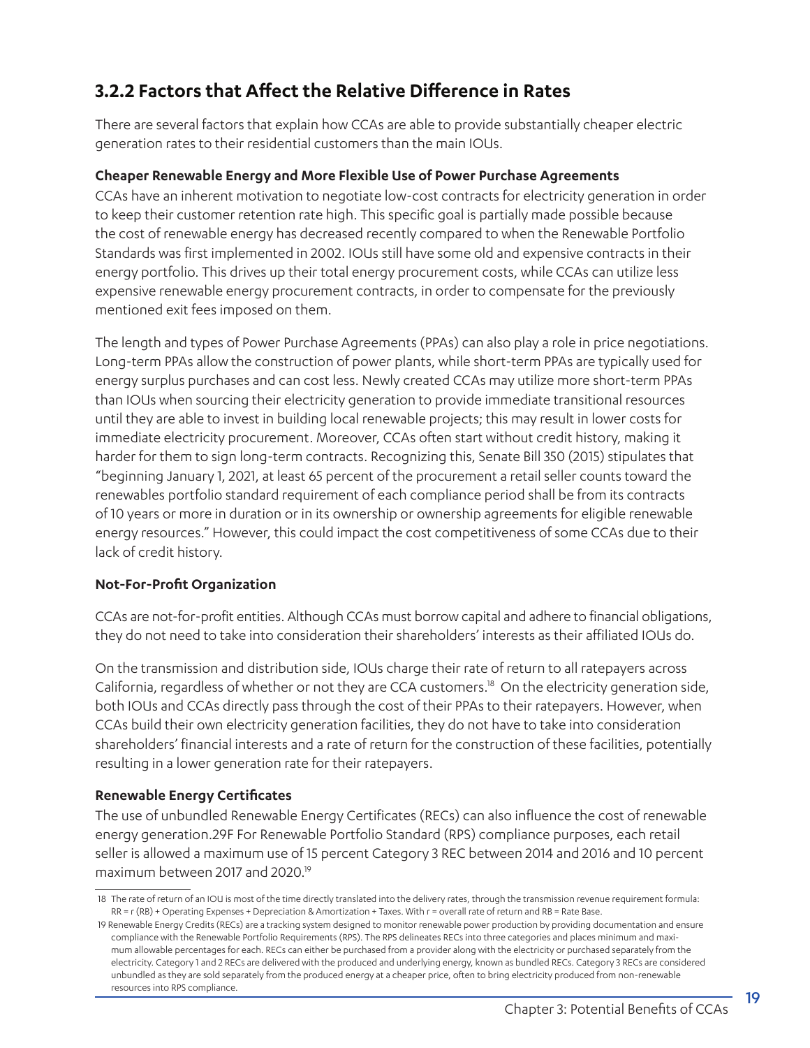### 3.2.2 Factors that Affect the Relative Difference in Rates

There are several factors that explain how CCAs are able to provide substantially cheaper electric generation rates to their residential customers than the main IOUs.

**Cheaper Renewable Energy and More Flexible Use of Power Purchase Agreements**

CCAs have an inherent motivation to negotiate low-cost contracts for electricity generation in order to keep their customer retention rate high. This specific goal is partially made possible because the cost of renewable energy has decreased recently compared to when the Renewable Portfolio Standards was first implemented in 2002. IOUs still have some old and expensive contracts in their energy portfolio. This drives up their total energy procurement costs, while CCAs can utilize less expensive renewable energy procurement contracts, in order to compensate for the previously mentioned exit fees imposed on them.

The length and types of Power Purchase Agreements (PPAs) can also play a role in price negotiations. Long-term PPAs allow the construction of power plants, while short-term PPAs are typically used for energy surplus purchases and can cost less. Newly created CCAs may utilize more short-term PPAs than IOUs when sourcing their electricity generation to provide immediate transitional resources until they are able to invest in building local renewable projects; this may result in lower costs for immediate electricity procurement. Moreover, CCAs often start without credit history, making it harder for them to sign long-term contracts. Recognizing this, Senate Bill 350 (2015) stipulates that "beginning January 1, 2021, at least 65 percent of the procurement a retail seller counts toward the renewables portfolio standard requirement of each compliance period shall be from its contracts of 10 years or more in duration or in its ownership or ownership agreements for eligible renewable energy resources." However, this could impact the cost competitiveness of some CCAs due to their lack of credit history.

**Not-For-Profit Organization**

CCAs are not-for-profit entities. Although CCAs must borrow capital and adhere to financial obligations, they do not need to take into consideration their shareholders' interests as their affiliated IOUs do.

On the transmission and distribution side, IOUs charge their rate of return to all ratepayers across California, regardless of whether or not they are CCA customers.[18] On the electricity generation side, both IOUs and CCAs directly pass through the cost of their PPAs to their ratepayers. However, when CCAs build their own electricity generation facilities, they do not have to take into consideration shareholders' financial interests and a rate of return for the construction of these facilities, potentially resulting in a lower generation rate for their ratepayers.

**Renewable Energy Certificates**

The use of unbundled Renewable Energy Certificates (RECs) can also influence the cost of renewable energy generation.29F For Renewable Portfolio Standard (RPS) compliance purposes, each retail seller is allowed a maximum use of 15 percent Category 3 REC between 2014 and 2016 and 10 percent maximum between 2017 and 2020.[19]

18 The rate of return of an IOU is most of the time directly translated into the delivery rates, through the transmission revenue requirement formula: $RR = r\ (RB) + \text{Operating Expenses} + \text{Depreciation \& Amortization} + \text{Taxes}$. With r = overall rate of return and RB = Rate Base.

19 Renewable Energy Credits (RECs) are a tracking system designed to monitor renewable power production by providing documentation and ensure compliance with the Renewable Portfolio Requirements (RPS). The RPS delineates RECs into three categories and places minimum and maximum allowable percentages for each. RECs can either be purchased from a provider along with the electricity or purchased separately from the electricity. Category 1 and 2 RECs are delivered with the produced and underlying energy, known as bundled RECs. Category 3 RECs are considered unbundled as they are sold separately from the produced energy at a cheaper price, often to bring electricity produced from non-renewable resources into RPS compliance.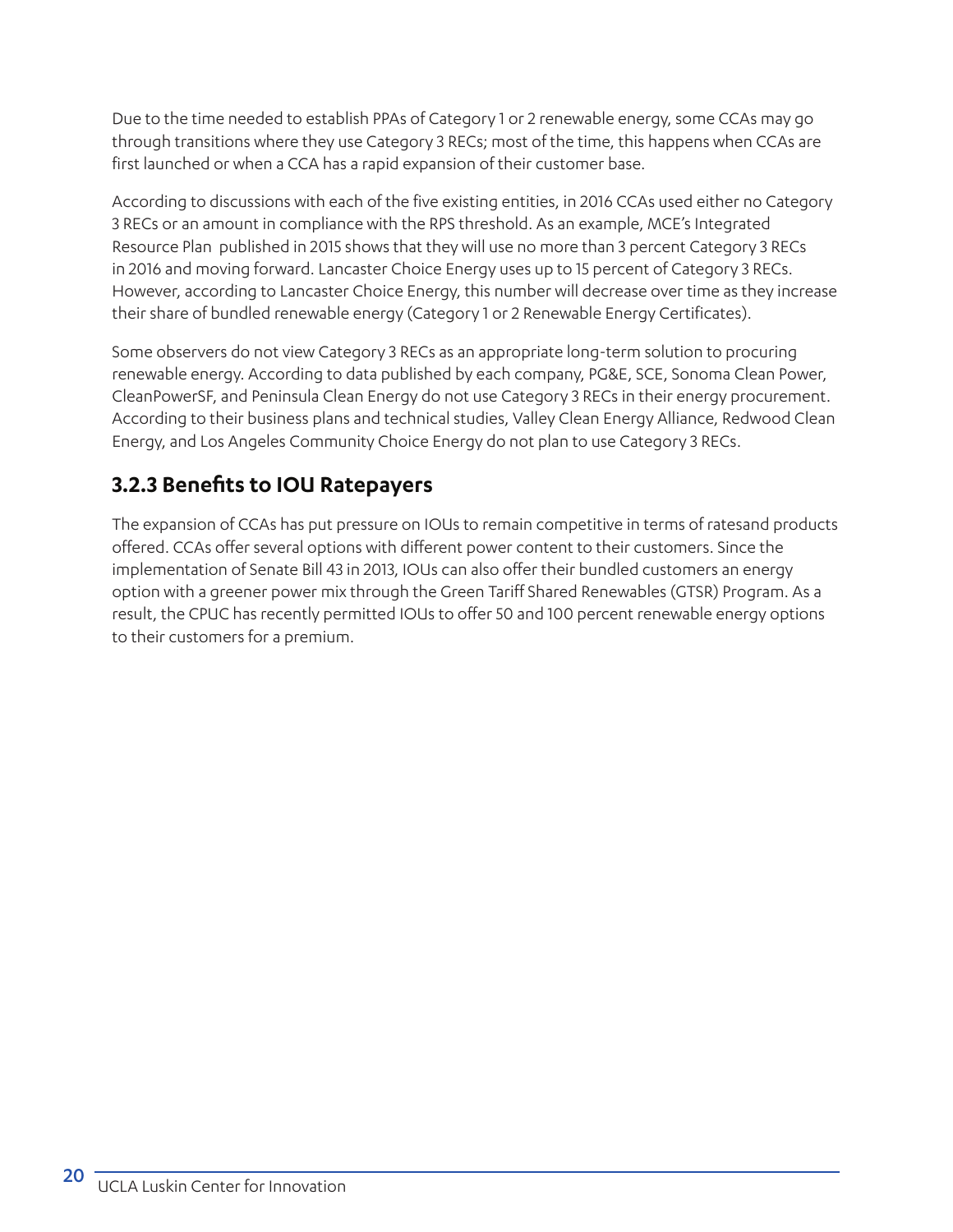Due to the time needed to establish PPAs of Category 1 or 2 renewable energy, some CCAs may go through transitions where they use Category 3 RECs; most of the time, this happens when CCAs are first launched or when a CCA has a rapid expansion of their customer base.

According to discussions with each of the five existing entities, in 2016 CCAs used either no Category 3 RECs or an amount in compliance with the RPS threshold. As an example, MCE's Integrated Resource Plan  published in 2015 shows that they will use no more than 3 percent Category 3 RECs in 2016 and moving forward. Lancaster Choice Energy uses up to 15 percent of Category 3 RECs. However, according to Lancaster Choice Energy, this number will decrease over time as they increase their share of bundled renewable energy (Category 1 or 2 Renewable Energy Certificates).

Some observers do not view Category 3 RECs as an appropriate long-term solution to procuring renewable energy. According to data published by each company, PG&E, SCE, Sonoma Clean Power, CleanPowerSF, and Peninsula Clean Energy do not use Category 3 RECs in their energy procurement. According to their business plans and technical studies, Valley Clean Energy Alliance, Redwood Clean Energy, and Los Angeles Community Choice Energy do not plan to use Category 3 RECs.

### 3.2.3 Benefits to IOU Ratepayers

The expansion of CCAs has put pressure on IOUs to remain competitive in terms of ratesand products offered. CCAs offer several options with different power content to their customers. Since the implementation of Senate Bill 43 in 2013, IOUs can also offer their bundled customers an energy option with a greener power mix through the Green Tariff Shared Renewables (GTSR) Program. As a result, the CPUC has recently permitted IOUs to offer 50 and 100 percent renewable energy options to their customers for a premium.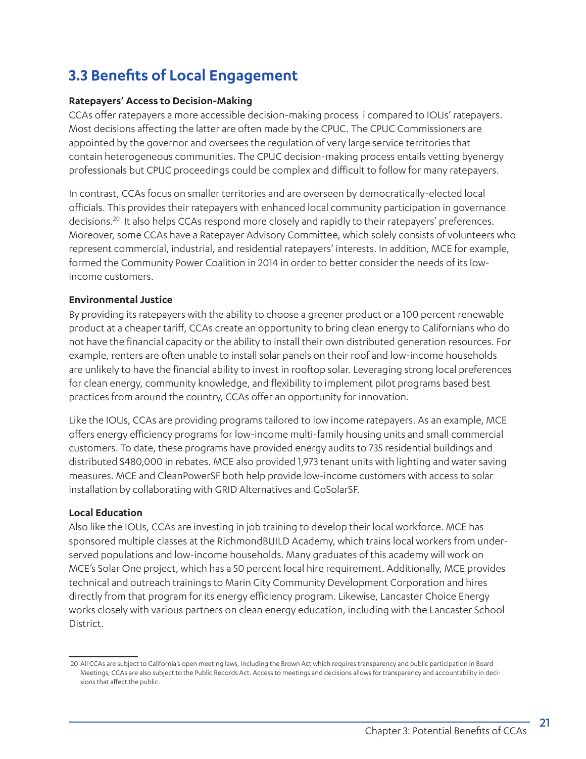## 3.3 Benefits of Local Engagement

**Ratepayers' Access to Decision-Making**

CCAs offer ratepayers a more accessible decision-making process i compared to IOUs' ratepayers. Most decisions affecting the latter are often made by the CPUC. The CPUC Commissioners are appointed by the governor and oversees the regulation of very large service territories that contain heterogeneous communities. The CPUC decision-making process entails vetting byenergy professionals but CPUC proceedings could be complex and difficult to follow for many ratepayers.

In contrast, CCAs focus on smaller territories and are overseen by democratically-elected local officials. This provides their ratepayers with enhanced local community participation in governance decisions.[20] It also helps CCAs respond more closely and rapidly to their ratepayers' preferences. Moreover, some CCAs have a Ratepayer Advisory Committee, which solely consists of volunteers who represent commercial, industrial, and residential ratepayers' interests. In addition, MCE for example, formed the Community Power Coalition in 2014 in order to better consider the needs of its low-income customers.

**Environmental Justice**

By providing its ratepayers with the ability to choose a greener product or a 100 percent renewable product at a cheaper tariff, CCAs create an opportunity to bring clean energy to Californians who do not have the financial capacity or the ability to install their own distributed generation resources. For example, renters are often unable to install solar panels on their roof and low-income households are unlikely to have the financial ability to invest in rooftop solar. Leveraging strong local preferences for clean energy, community knowledge, and flexibility to implement pilot programs based best practices from around the country, CCAs offer an opportunity for innovation.

Like the IOUs, CCAs are providing programs tailored to low income ratepayers. As an example, MCE offers energy efficiency programs for low-income multi-family housing units and small commercial customers. To date, these programs have provided energy audits to 735 residential buildings and distributed $480,000 in rebates. MCE also provided 1,973 tenant units with lighting and water saving measures. MCE and CleanPowerSF both help provide low-income customers with access to solar installation by collaborating with GRID Alternatives and GoSolarSF.

**Local Education**

Also like the IOUs, CCAs are investing in job training to develop their local workforce. MCE has sponsored multiple classes at the RichmondBUILD Academy, which trains local workers from under-served populations and low-income households. Many graduates of this academy will work on MCE's Solar One project, which has a 50 percent local hire requirement. Additionally, MCE provides technical and outreach trainings to Marin City Community Development Corporation and hires directly from that program for its energy efficiency program. Likewise, Lancaster Choice Energy works closely with various partners on clean energy education, including with the Lancaster School District.

---

20 All CCAs are subject to California's open meeting laws, including the Brown Act which requires transparency and public participation in Board Meetings; CCAs are also subject to the Public Records Act. Access to meetings and decisions allows for transparency and accountability in decisions that affect the public.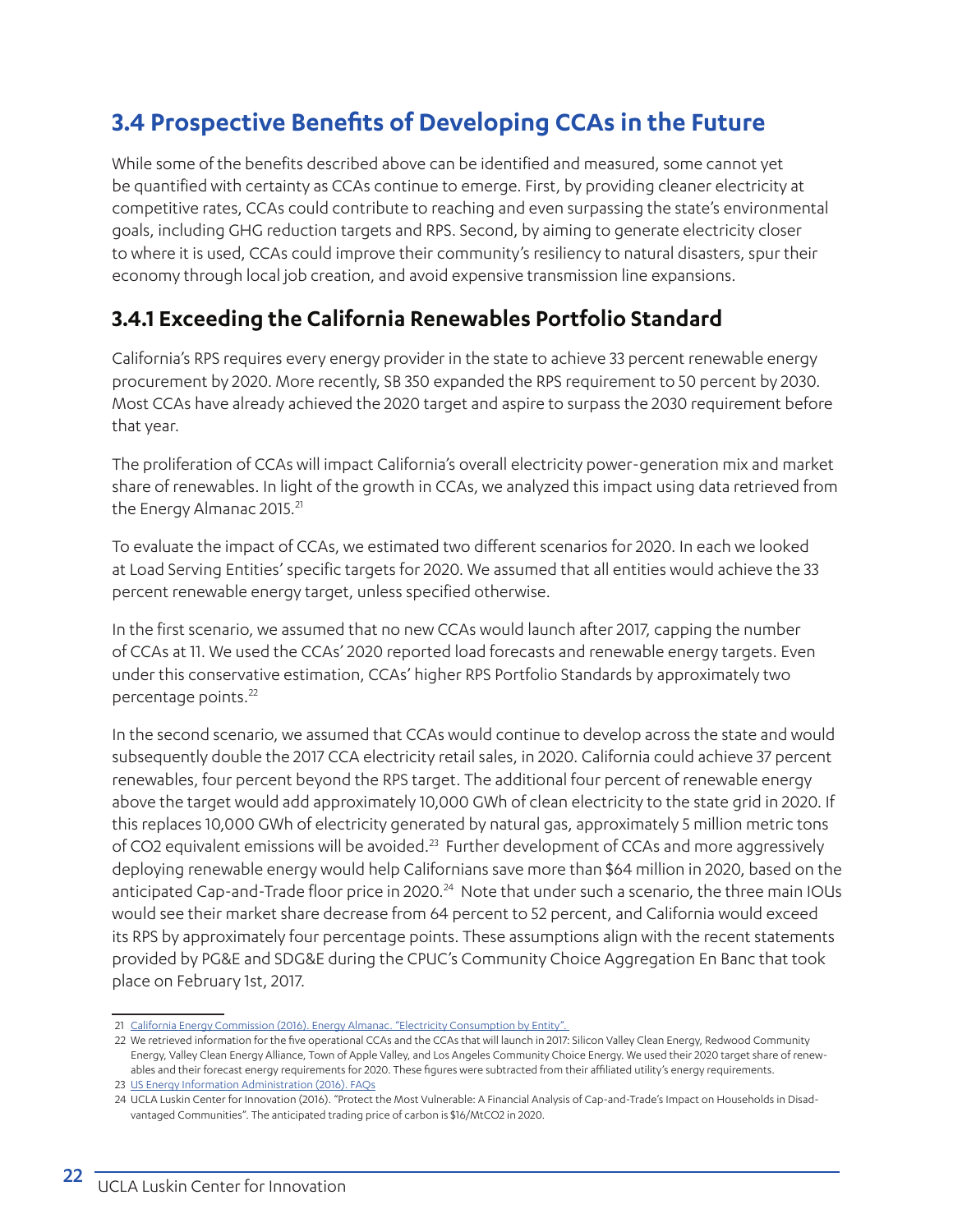## 3.4 Prospective Benefits of Developing CCAs in the Future

While some of the benefits described above can be identified and measured, some cannot yet be quantified with certainty as CCAs continue to emerge. First, by providing cleaner electricity at competitive rates, CCAs could contribute to reaching and even surpassing the state's environmental goals, including GHG reduction targets and RPS. Second, by aiming to generate electricity closer to where it is used, CCAs could improve their community's resiliency to natural disasters, spur their economy through local job creation, and avoid expensive transmission line expansions.

### 3.4.1 Exceeding the California Renewables Portfolio Standard

California's RPS requires every energy provider in the state to achieve 33 percent renewable energy procurement by 2020. More recently, SB 350 expanded the RPS requirement to 50 percent by 2030. Most CCAs have already achieved the 2020 target and aspire to surpass the 2030 requirement before that year.

The proliferation of CCAs will impact California's overall electricity power-generation mix and market share of renewables. In light of the growth in CCAs, we analyzed this impact using data retrieved from the Energy Almanac 2015.[21]

To evaluate the impact of CCAs, we estimated two different scenarios for 2020. In each we looked at Load Serving Entities' specific targets for 2020. We assumed that all entities would achieve the 33 percent renewable energy target, unless specified otherwise.

In the first scenario, we assumed that no new CCAs would launch after 2017, capping the number of CCAs at 11. We used the CCAs' 2020 reported load forecasts and renewable energy targets. Even under this conservative estimation, CCAs' higher RPS Portfolio Standards by approximately two percentage points.[22]

In the second scenario, we assumed that CCAs would continue to develop across the state and would subsequently double the 2017 CCA electricity retail sales, in 2020. California could achieve 37 percent renewables, four percent beyond the RPS target. The additional four percent of renewable energy above the target would add approximately 10,000 GWh of clean electricity to the state grid in 2020. If this replaces 10,000 GWh of electricity generated by natural gas, approximately 5 million metric tons of CO2 equivalent emissions will be avoided.[23] Further development of CCAs and more aggressively deploying renewable energy would help Californians save more than $64 million in 2020, based on the anticipated Cap-and-Trade floor price in 2020.[24] Note that under such a scenario, the three main IOUs would see their market share decrease from 64 percent to 52 percent, and California would exceed its RPS by approximately four percentage points. These assumptions align with the recent statements provided by PG&E and SDG&E during the CPUC's Community Choice Aggregation En Banc that took place on February 1st, 2017.

---

21 California Energy Commission (2016). Energy Almanac. "Electricity Consumption by Entity".

22 We retrieved information for the five operational CCAs and the CCAs that will launch in 2017: Silicon Valley Clean Energy, Redwood Community Energy, Valley Clean Energy Alliance, Town of Apple Valley, and Los Angeles Community Choice Energy. We used their 2020 target share of renewables and their forecast energy requirements for 2020. These figures were subtracted from their affiliated utility's energy requirements.

23 US Energy Information Administration (2016). FAQs

24 UCLA Luskin Center for Innovation (2016). "Protect the Most Vulnerable: A Financial Analysis of Cap-and-Trade's Impact on Households in Disadvantaged Communities". The anticipated trading price of carbon is $16/MtCO2 in 2020.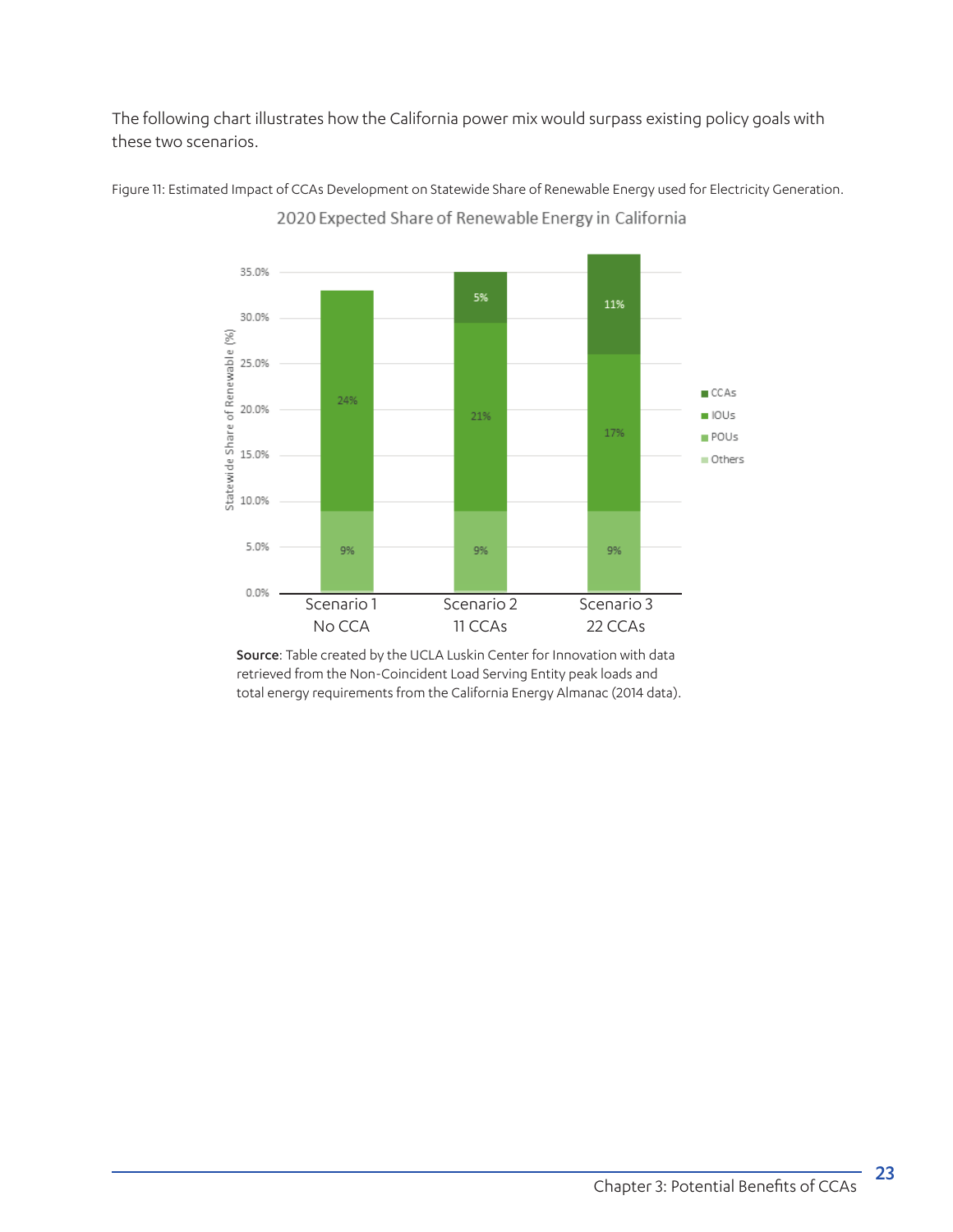The following chart illustrates how the California power mix would surpass existing policy goals with these two scenarios.

Figure 11: Estimated Impact of CCAs Development on Statewide Share of Renewable Energy used for Electricity Generation.

2020 Expected Share of Renewable Energy in California

| | Scenario 1 No CCA | Scenario 2 11 CCAs | Scenario 3 22 CCAs |
|---|---|---|---|
| CCAs | | 5% | 11% |
| IOUs | 24% | 21% | 17% |
| POUs | 9% | 9% | 9% |

**Source**: Table created by the UCLA Luskin Center for Innovation with data retrieved from the Non-Coincident Load Serving Entity peak loads and total energy requirements from the California Energy Almanac (2014 data).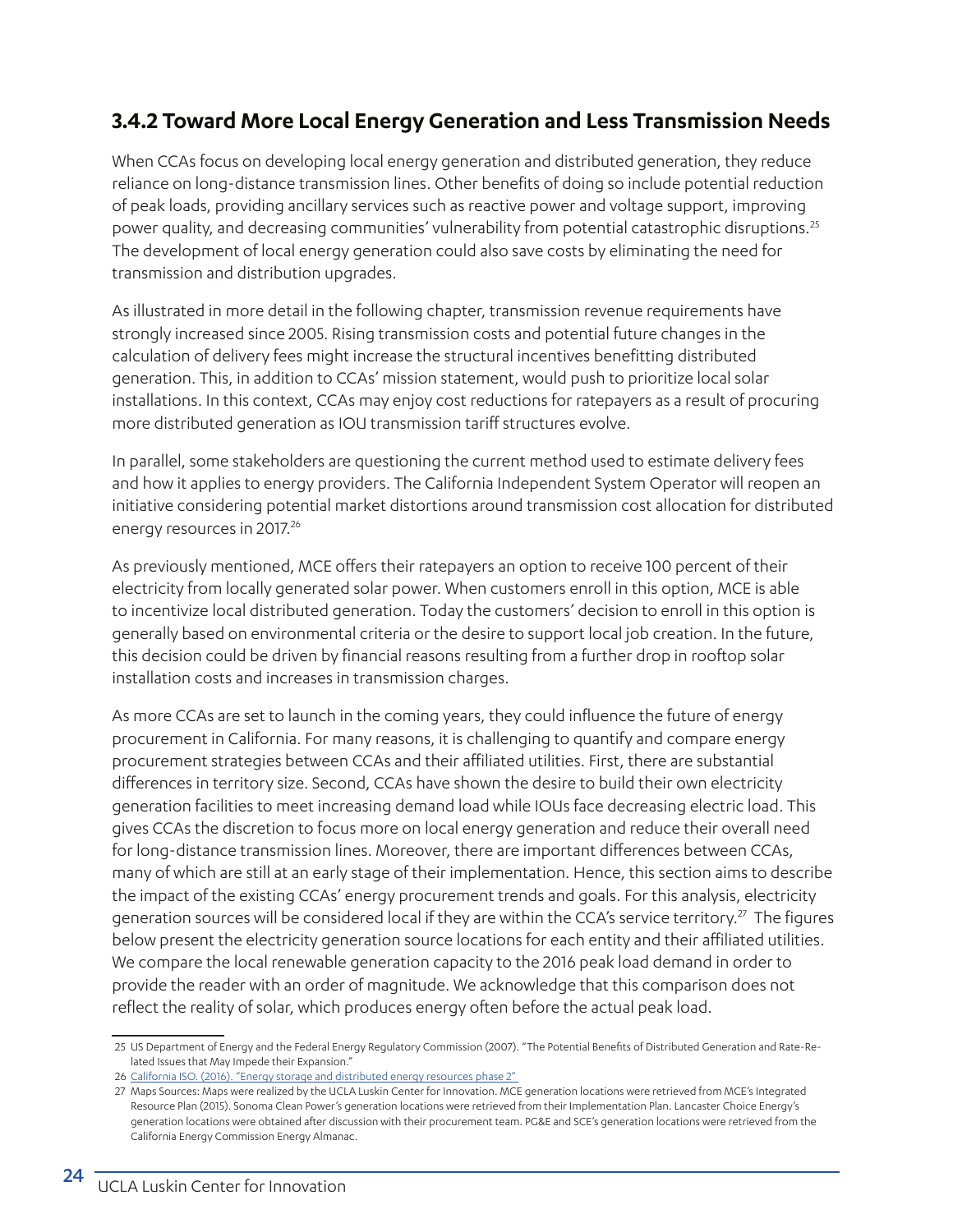### 3.4.2 Toward More Local Energy Generation and Less Transmission Needs

When CCAs focus on developing local energy generation and distributed generation, they reduce reliance on long-distance transmission lines. Other benefits of doing so include potential reduction of peak loads, providing ancillary services such as reactive power and voltage support, improving power quality, and decreasing communities' vulnerability from potential catastrophic disruptions.[25] The development of local energy generation could also save costs by eliminating the need for transmission and distribution upgrades.

As illustrated in more detail in the following chapter, transmission revenue requirements have strongly increased since 2005. Rising transmission costs and potential future changes in the calculation of delivery fees might increase the structural incentives benefitting distributed generation. This, in addition to CCAs' mission statement, would push to prioritize local solar installations. In this context, CCAs may enjoy cost reductions for ratepayers as a result of procuring more distributed generation as IOU transmission tariff structures evolve.

In parallel, some stakeholders are questioning the current method used to estimate delivery fees and how it applies to energy providers. The California Independent System Operator will reopen an initiative considering potential market distortions around transmission cost allocation for distributed energy resources in 2017.[26]

As previously mentioned, MCE offers their ratepayers an option to receive 100 percent of their electricity from locally generated solar power. When customers enroll in this option, MCE is able to incentivize local distributed generation. Today the customers' decision to enroll in this option is generally based on environmental criteria or the desire to support local job creation. In the future, this decision could be driven by financial reasons resulting from a further drop in rooftop solar installation costs and increases in transmission charges.

As more CCAs are set to launch in the coming years, they could influence the future of energy procurement in California. For many reasons, it is challenging to quantify and compare energy procurement strategies between CCAs and their affiliated utilities. First, there are substantial differences in territory size. Second, CCAs have shown the desire to build their own electricity generation facilities to meet increasing demand load while IOUs face decreasing electric load. This gives CCAs the discretion to focus more on local energy generation and reduce their overall need for long-distance transmission lines. Moreover, there are important differences between CCAs, many of which are still at an early stage of their implementation. Hence, this section aims to describe the impact of the existing CCAs' energy procurement trends and goals. For this analysis, electricity generation sources will be considered local if they are within the CCA's service territory.[27] The figures below present the electricity generation source locations for each entity and their affiliated utilities. We compare the local renewable generation capacity to the 2016 peak load demand in order to provide the reader with an order of magnitude. We acknowledge that this comparison does not reflect the reality of solar, which produces energy often before the actual peak load.

---

25 US Department of Energy and the Federal Energy Regulatory Commission (2007). "The Potential Benefits of Distributed Generation and Rate-Related Issues that May Impede their Expansion."

26 California ISO. (2016). "Energy storage and distributed energy resources phase 2"

27 Maps Sources: Maps were realized by the UCLA Luskin Center for Innovation. MCE generation locations were retrieved from MCE's Integrated Resource Plan (2015). Sonoma Clean Power's generation locations were retrieved from their Implementation Plan. Lancaster Choice Energy's generation locations were obtained after discussion with their procurement team. PG&E and SCE's generation locations were retrieved from the California Energy Commission Energy Almanac.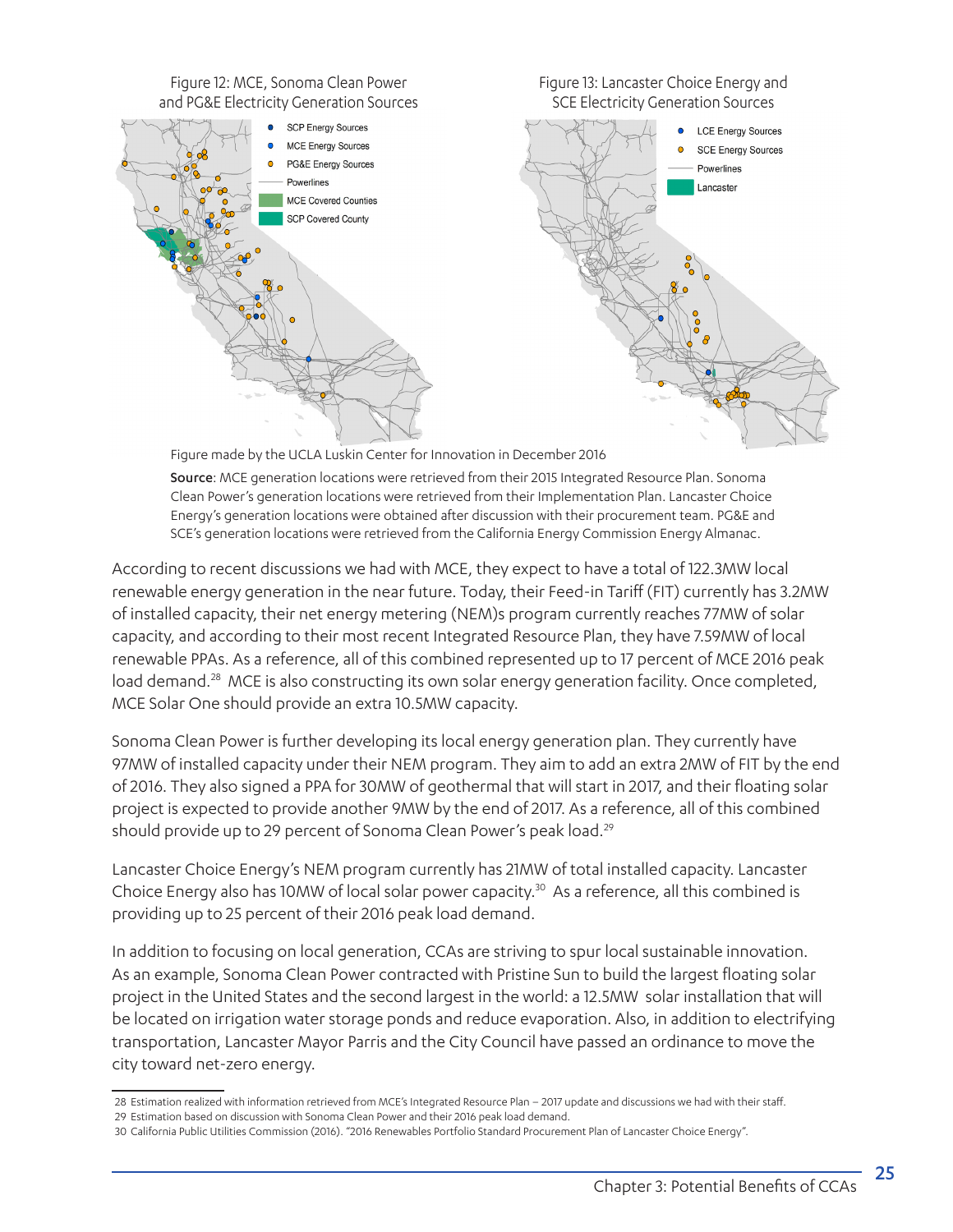Figure 12: MCE, Sonoma Clean Power and PG&E Electricity Generation Sources

Figure 13: Lancaster Choice Energy and SCE Electricity Generation Sources

Figure made by the UCLA Luskin Center for Innovation in December 2016

**Source**: MCE generation locations were retrieved from their 2015 Integrated Resource Plan. Sonoma Clean Power's generation locations were retrieved from their Implementation Plan. Lancaster Choice Energy's generation locations were obtained after discussion with their procurement team. PG&E and SCE's generation locations were retrieved from the California Energy Commission Energy Almanac.

According to recent discussions we had with MCE, they expect to have a total of 122.3MW local renewable energy generation in the near future. Today, their Feed-in Tariff (FIT) currently has 3.2MW of installed capacity, their net energy metering (NEM)s program currently reaches 77MW of solar capacity, and according to their most recent Integrated Resource Plan, they have 7.59MW of local renewable PPAs. As a reference, all of this combined represented up to 17 percent of MCE 2016 peak load demand.[28] MCE is also constructing its own solar energy generation facility. Once completed, MCE Solar One should provide an extra 10.5MW capacity.

Sonoma Clean Power is further developing its local energy generation plan. They currently have 97MW of installed capacity under their NEM program. They aim to add an extra 2MW of FIT by the end of 2016. They also signed a PPA for 30MW of geothermal that will start in 2017, and their floating solar project is expected to provide another 9MW by the end of 2017. As a reference, all of this combined should provide up to 29 percent of Sonoma Clean Power's peak load.[29]

Lancaster Choice Energy's NEM program currently has 21MW of total installed capacity. Lancaster Choice Energy also has 10MW of local solar power capacity.[30] As a reference, all this combined is providing up to 25 percent of their 2016 peak load demand.

In addition to focusing on local generation, CCAs are striving to spur local sustainable innovation. As an example, Sonoma Clean Power contracted with Pristine Sun to build the largest floating solar project in the United States and the second largest in the world: a 12.5MW solar installation that will be located on irrigation water storage ponds and reduce evaporation. Also, in addition to electrifying transportation, Lancaster Mayor Parris and the City Council have passed an ordinance to move the city toward net-zero energy.

---

28 Estimation realized with information retrieved from MCE's Integrated Resource Plan – 2017 update and discussions we had with their staff.

29 Estimation based on discussion with Sonoma Clean Power and their 2016 peak load demand.

30 California Public Utilities Commission (2016). "2016 Renewables Portfolio Standard Procurement Plan of Lancaster Choice Energy".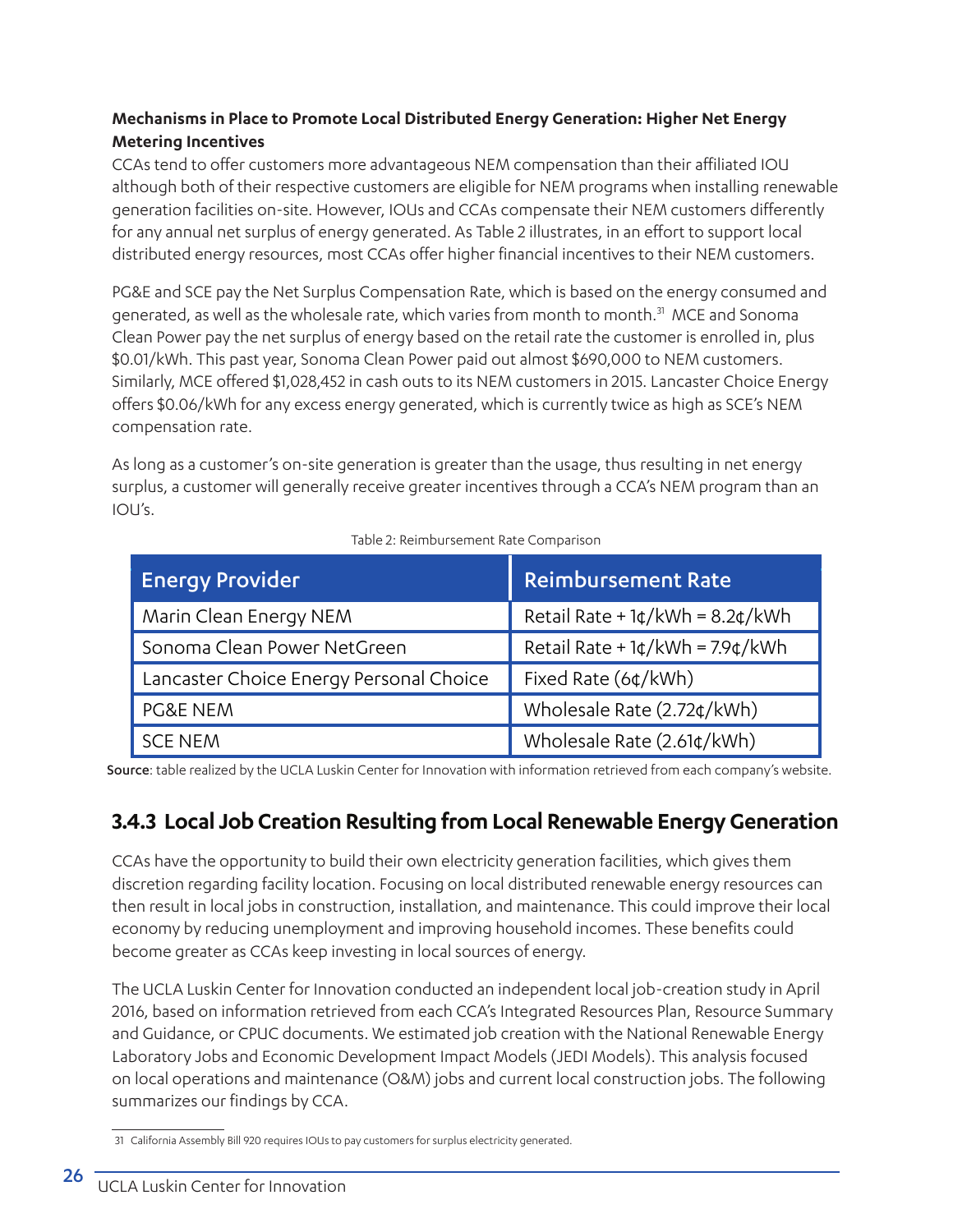**Mechanisms in Place to Promote Local Distributed Energy Generation: Higher Net Energy Metering Incentives**

CCAs tend to offer customers more advantageous NEM compensation than their affiliated IOU although both of their respective customers are eligible for NEM programs when installing renewable generation facilities on-site. However, IOUs and CCAs compensate their NEM customers differently for any annual net surplus of energy generated. As Table 2 illustrates, in an effort to support local distributed energy resources, most CCAs offer higher financial incentives to their NEM customers.

PG&E and SCE pay the Net Surplus Compensation Rate, which is based on the energy consumed and generated, as well as the wholesale rate, which varies from month to month.[31] MCE and Sonoma Clean Power pay the net surplus of energy based on the retail rate the customer is enrolled in, plus $0.01/kWh. This past year, Sonoma Clean Power paid out almost $690,000 to NEM customers. Similarly, MCE offered $1,028,452 in cash outs to its NEM customers in 2015. Lancaster Choice Energy offers $0.06/kWh for any excess energy generated, which is currently twice as high as SCE's NEM compensation rate.

As long as a customer's on-site generation is greater than the usage, thus resulting in net energy surplus, a customer will generally receive greater incentives through a CCA's NEM program than an IOU's.

Table 2: Reimbursement Rate Comparison

| Energy Provider | Reimbursement Rate |
|---|---|
| Marin Clean Energy NEM | Retail Rate + 1¢/kWh = 8.2¢/kWh |
| Sonoma Clean Power NetGreen | Retail Rate + 1¢/kWh = 7.9¢/kWh |
| Lancaster Choice Energy Personal Choice | Fixed Rate (6¢/kWh) |
| PG&E NEM | Wholesale Rate (2.72¢/kWh) |
| SCE NEM | Wholesale Rate (2.61¢/kWh) |

**Source**: table realized by the UCLA Luskin Center for Innovation with information retrieved from each company's website.

### 3.4.3 Local Job Creation Resulting from Local Renewable Energy Generation

CCAs have the opportunity to build their own electricity generation facilities, which gives them discretion regarding facility location. Focusing on local distributed renewable energy resources can then result in local jobs in construction, installation, and maintenance. This could improve their local economy by reducing unemployment and improving household incomes. These benefits could become greater as CCAs keep investing in local sources of energy.

The UCLA Luskin Center for Innovation conducted an independent local job-creation study in April 2016, based on information retrieved from each CCA's Integrated Resources Plan, Resource Summary and Guidance, or CPUC documents. We estimated job creation with the National Renewable Energy Laboratory Jobs and Economic Development Impact Models (JEDI Models). This analysis focused on local operations and maintenance (O&M) jobs and current local construction jobs. The following summarizes our findings by CCA.

---

31 California Assembly Bill 920 requires IOUs to pay customers for surplus electricity generated.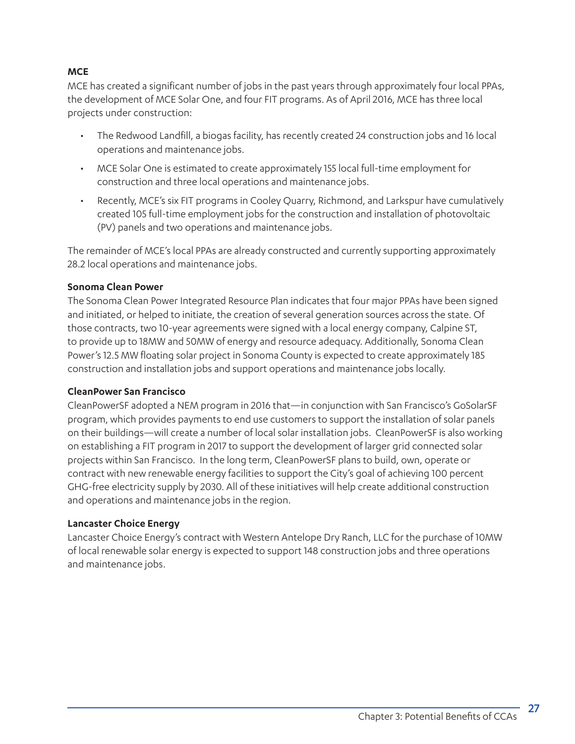**MCE**

MCE has created a significant number of jobs in the past years through approximately four local PPAs, the development of MCE Solar One, and four FIT programs. As of April 2016, MCE has three local projects under construction:

- The Redwood Landfill, a biogas facility, has recently created 24 construction jobs and 16 local operations and maintenance jobs.
- MCE Solar One is estimated to create approximately 155 local full-time employment for construction and three local operations and maintenance jobs.
- Recently, MCE's six FIT programs in Cooley Quarry, Richmond, and Larkspur have cumulatively created 105 full-time employment jobs for the construction and installation of photovoltaic (PV) panels and two operations and maintenance jobs.

The remainder of MCE's local PPAs are already constructed and currently supporting approximately 28.2 local operations and maintenance jobs.

**Sonoma Clean Power**

The Sonoma Clean Power Integrated Resource Plan indicates that four major PPAs have been signed and initiated, or helped to initiate, the creation of several generation sources across the state. Of those contracts, two 10-year agreements were signed with a local energy company, Calpine ST, to provide up to 18MW and 50MW of energy and resource adequacy. Additionally, Sonoma Clean Power's 12.5 MW floating solar project in Sonoma County is expected to create approximately 185 construction and installation jobs and support operations and maintenance jobs locally.

**CleanPower San Francisco**

CleanPowerSF adopted a NEM program in 2016 that—in conjunction with San Francisco's GoSolarSF program, which provides payments to end use customers to support the installation of solar panels on their buildings—will create a number of local solar installation jobs. CleanPowerSF is also working on establishing a FIT program in 2017 to support the development of larger grid connected solar projects within San Francisco. In the long term, CleanPowerSF plans to build, own, operate or contract with new renewable energy facilities to support the City's goal of achieving 100 percent GHG-free electricity supply by 2030. All of these initiatives will help create additional construction and operations and maintenance jobs in the region.

**Lancaster Choice Energy**

Lancaster Choice Energy's contract with Western Antelope Dry Ranch, LLC for the purchase of 10MW of local renewable solar energy is expected to support 148 construction jobs and three operations and maintenance jobs.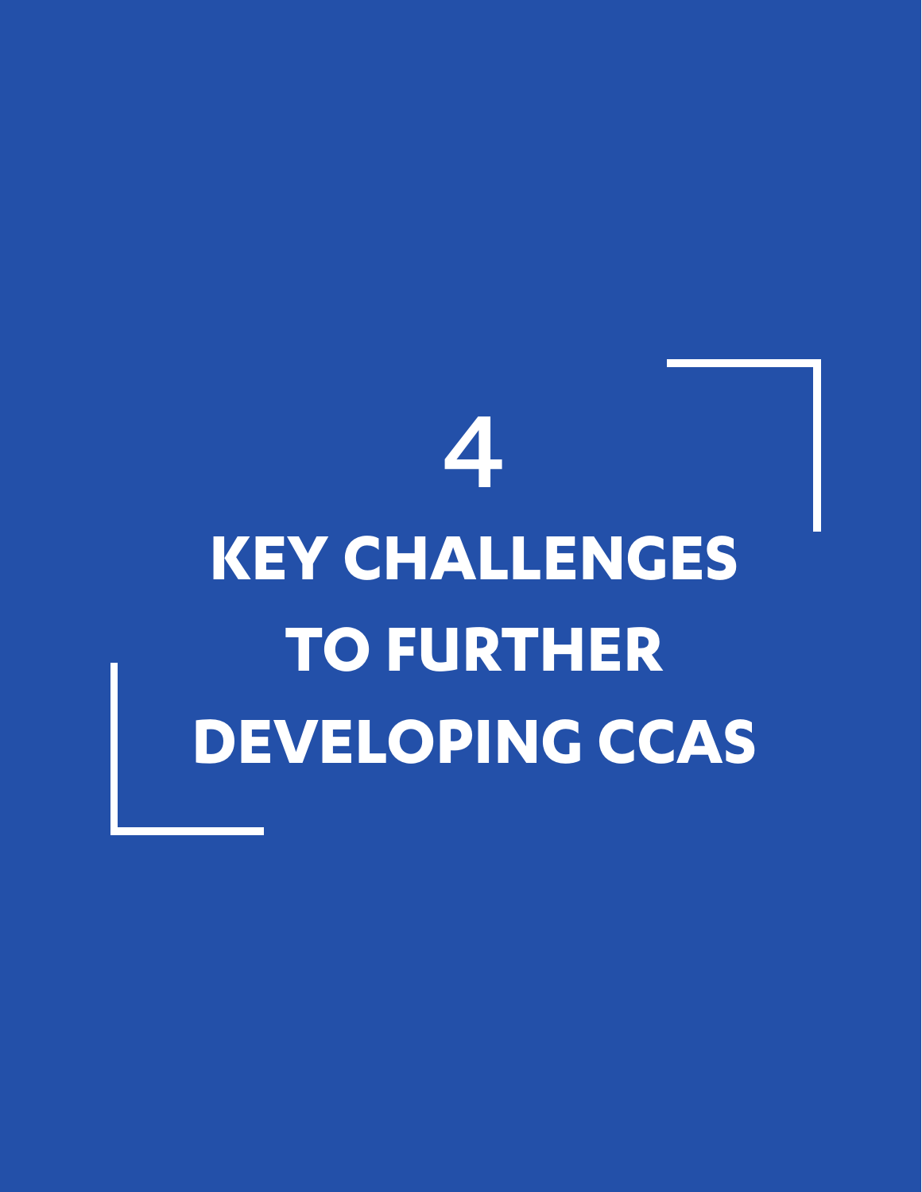# 4

# KEY CHALLENGES TO FURTHER DEVELOPING CCAS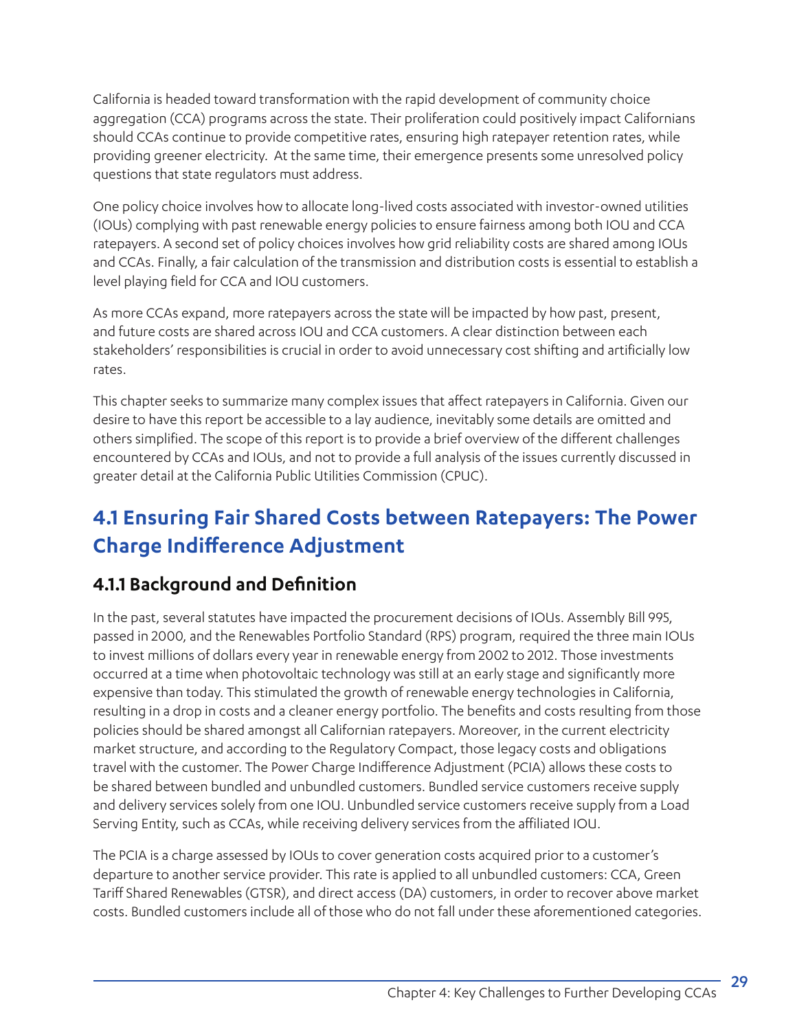California is headed toward transformation with the rapid development of community choice aggregation (CCA) programs across the state. Their proliferation could positively impact Californians should CCAs continue to provide competitive rates, ensuring high ratepayer retention rates, while providing greener electricity. At the same time, their emergence presents some unresolved policy questions that state regulators must address.

One policy choice involves how to allocate long-lived costs associated with investor-owned utilities (IOUs) complying with past renewable energy policies to ensure fairness among both IOU and CCA ratepayers. A second set of policy choices involves how grid reliability costs are shared among IOUs and CCAs. Finally, a fair calculation of the transmission and distribution costs is essential to establish a level playing field for CCA and IOU customers.

As more CCAs expand, more ratepayers across the state will be impacted by how past, present, and future costs are shared across IOU and CCA customers. A clear distinction between each stakeholders' responsibilities is crucial in order to avoid unnecessary cost shifting and artificially low rates.

This chapter seeks to summarize many complex issues that affect ratepayers in California. Given our desire to have this report be accessible to a lay audience, inevitably some details are omitted and others simplified. The scope of this report is to provide a brief overview of the different challenges encountered by CCAs and IOUs, and not to provide a full analysis of the issues currently discussed in greater detail at the California Public Utilities Commission (CPUC).

## 4.1 Ensuring Fair Shared Costs between Ratepayers: The Power Charge Indifference Adjustment

### 4.1.1 Background and Definition

In the past, several statutes have impacted the procurement decisions of IOUs. Assembly Bill 995, passed in 2000, and the Renewables Portfolio Standard (RPS) program, required the three main IOUs to invest millions of dollars every year in renewable energy from 2002 to 2012. Those investments occurred at a time when photovoltaic technology was still at an early stage and significantly more expensive than today. This stimulated the growth of renewable energy technologies in California, resulting in a drop in costs and a cleaner energy portfolio. The benefits and costs resulting from those policies should be shared amongst all Californian ratepayers. Moreover, in the current electricity market structure, and according to the Regulatory Compact, those legacy costs and obligations travel with the customer. The Power Charge Indifference Adjustment (PCIA) allows these costs to be shared between bundled and unbundled customers. Bundled service customers receive supply and delivery services solely from one IOU. Unbundled service customers receive supply from a Load Serving Entity, such as CCAs, while receiving delivery services from the affiliated IOU.

The PCIA is a charge assessed by IOUs to cover generation costs acquired prior to a customer's departure to another service provider. This rate is applied to all unbundled customers: CCA, Green Tariff Shared Renewables (GTSR), and direct access (DA) customers, in order to recover above market costs. Bundled customers include all of those who do not fall under these aforementioned categories.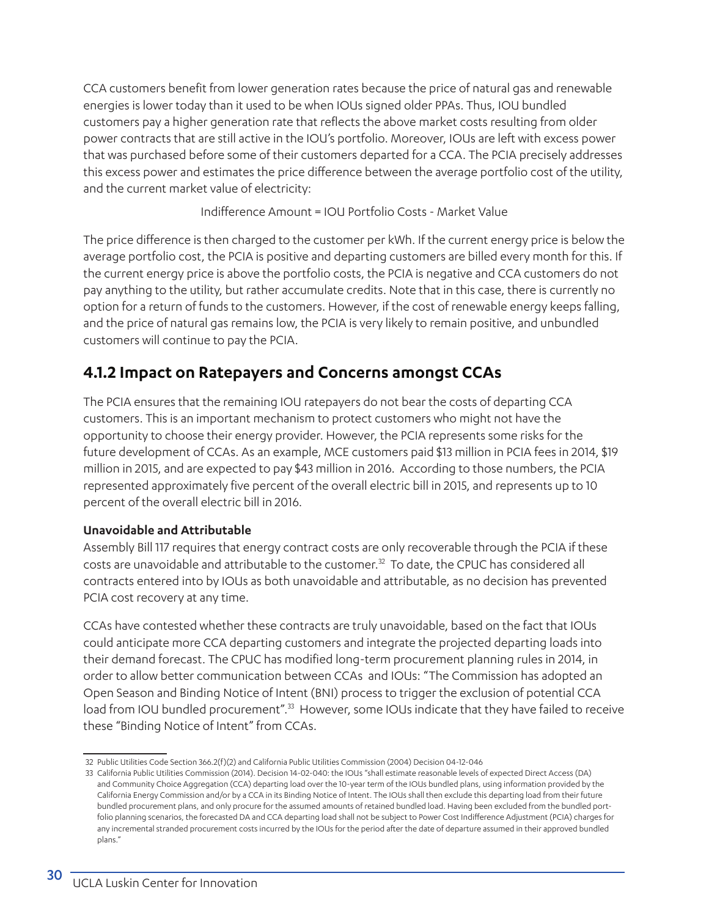CCA customers benefit from lower generation rates because the price of natural gas and renewable energies is lower today than it used to be when IOUs signed older PPAs. Thus, IOU bundled customers pay a higher generation rate that reflects the above market costs resulting from older power contracts that are still active in the IOU's portfolio. Moreover, IOUs are left with excess power that was purchased before some of their customers departed for a CCA. The PCIA precisely addresses this excess power and estimates the price difference between the average portfolio cost of the utility, and the current market value of electricity:

Indifference Amount = IOU Portfolio Costs - Market Value

The price difference is then charged to the customer per kWh. If the current energy price is below the average portfolio cost, the PCIA is positive and departing customers are billed every month for this. If the current energy price is above the portfolio costs, the PCIA is negative and CCA customers do not pay anything to the utility, but rather accumulate credits. Note that in this case, there is currently no option for a return of funds to the customers. However, if the cost of renewable energy keeps falling, and the price of natural gas remains low, the PCIA is very likely to remain positive, and unbundled customers will continue to pay the PCIA.

## 4.1.2 Impact on Ratepayers and Concerns amongst CCAs

The PCIA ensures that the remaining IOU ratepayers do not bear the costs of departing CCA customers. This is an important mechanism to protect customers who might not have the opportunity to choose their energy provider. However, the PCIA represents some risks for the future development of CCAs. As an example, MCE customers paid $13 million in PCIA fees in 2014, $19 million in 2015, and are expected to pay $43 million in 2016. According to those numbers, the PCIA represented approximately five percent of the overall electric bill in 2015, and represents up to 10 percent of the overall electric bill in 2016.

**Unavoidable and Attributable**

Assembly Bill 117 requires that energy contract costs are only recoverable through the PCIA if these costs are unavoidable and attributable to the customer.[32] To date, the CPUC has considered all contracts entered into by IOUs as both unavoidable and attributable, as no decision has prevented PCIA cost recovery at any time.

CCAs have contested whether these contracts are truly unavoidable, based on the fact that IOUs could anticipate more CCA departing customers and integrate the projected departing loads into their demand forecast. The CPUC has modified long-term procurement planning rules in 2014, in order to allow better communication between CCAs and IOUs: "The Commission has adopted an Open Season and Binding Notice of Intent (BNI) process to trigger the exclusion of potential CCA load from IOU bundled procurement".[33] However, some IOUs indicate that they have failed to receive these "Binding Notice of Intent" from CCAs.

---

32 Public Utilities Code Section 366.2(f)(2) and California Public Utilities Commission (2004) Decision 04-12-046

33 California Public Utilities Commission (2014). Decision 14-02-040: the IOUs "shall estimate reasonable levels of expected Direct Access (DA) and Community Choice Aggregation (CCA) departing load over the 10-year term of the IOUs bundled plans, using information provided by the California Energy Commission and/or by a CCA in its Binding Notice of Intent. The IOUs shall then exclude this departing load from their future bundled procurement plans, and only procure for the assumed amounts of retained bundled load. Having been excluded from the bundled portfolio planning scenarios, the forecasted DA and CCA departing load shall not be subject to Power Cost Indifference Adjustment (PCIA) charges for any incremental stranded procurement costs incurred by the IOUs for the period after the date of departure assumed in their approved bundled plans."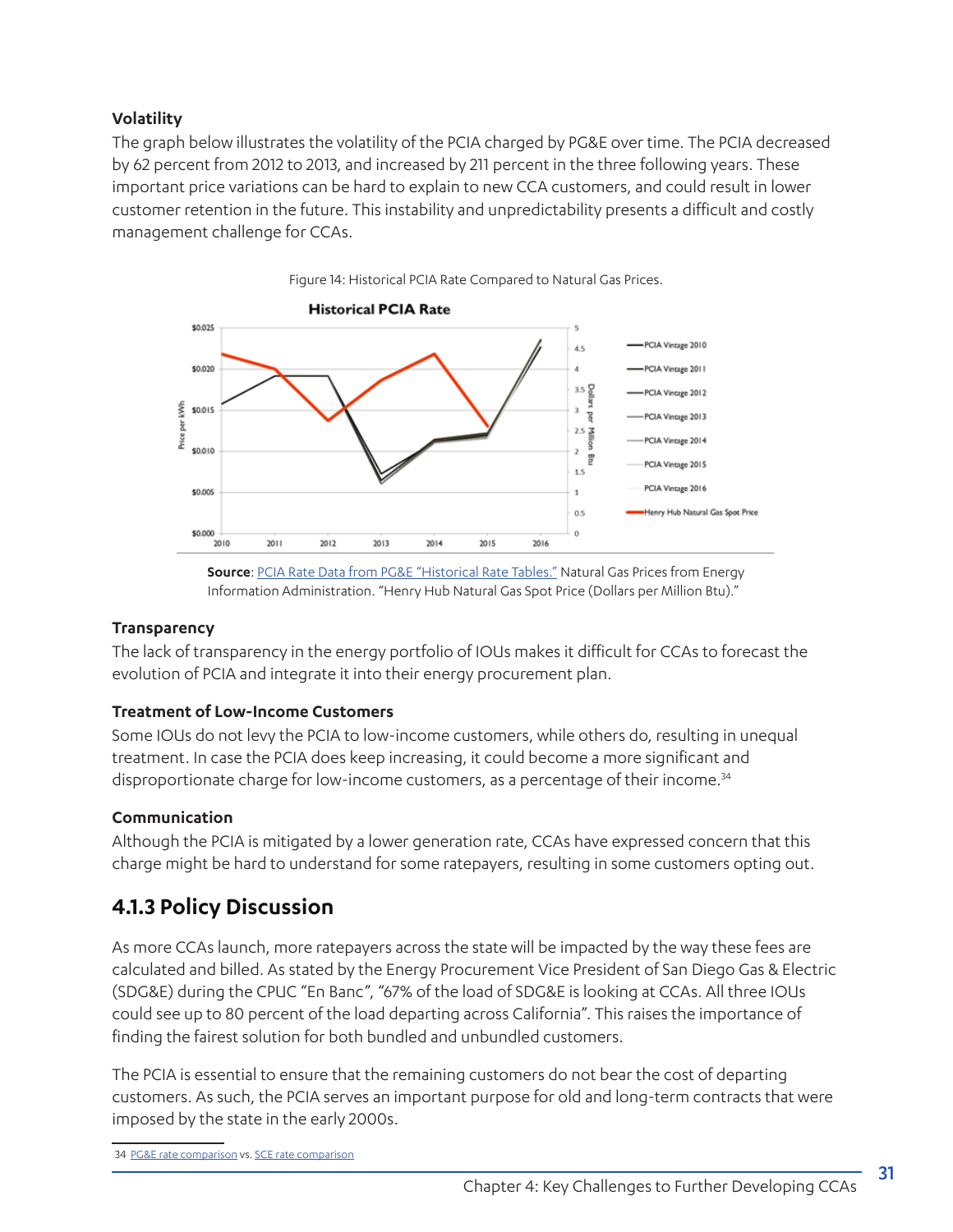### Volatility

The graph below illustrates the volatility of the PCIA charged by PG&E over time. The PCIA decreased by 62 percent from 2012 to 2013, and increased by 211 percent in the three following years. These important price variations can be hard to explain to new CCA customers, and could result in lower customer retention in the future. This instability and unpredictability presents a difficult and costly management challenge for CCAs.

Figure 14: Historical PCIA Rate Compared to Natural Gas Prices.

**Source**: PCIA Rate Data from PG&E "Historical Rate Tables." Natural Gas Prices from Energy Information Administration. "Henry Hub Natural Gas Spot Price (Dollars per Million Btu)."

### Transparency

The lack of transparency in the energy portfolio of IOUs makes it difficult for CCAs to forecast the evolution of PCIA and integrate it into their energy procurement plan.

### Treatment of Low-Income Customers

Some IOUs do not levy the PCIA to low-income customers, while others do, resulting in unequal treatment. In case the PCIA does keep increasing, it could become a more significant and disproportionate charge for low-income customers, as a percentage of their income.[34]

### Communication

Although the PCIA is mitigated by a lower generation rate, CCAs have expressed concern that this charge might be hard to understand for some ratepayers, resulting in some customers opting out.

## 4.1.3 Policy Discussion

As more CCAs launch, more ratepayers across the state will be impacted by the way these fees are calculated and billed. As stated by the Energy Procurement Vice President of San Diego Gas & Electric (SDG&E) during the CPUC "En Banc", "67% of the load of SDG&E is looking at CCAs. All three IOUs could see up to 80 percent of the load departing across California". This raises the importance of finding the fairest solution for both bundled and unbundled customers.

The PCIA is essential to ensure that the remaining customers do not bear the cost of departing customers. As such, the PCIA serves an important purpose for old and long-term contracts that were imposed by the state in the early 2000s.

34 PG&E rate comparison vs. SCE rate comparison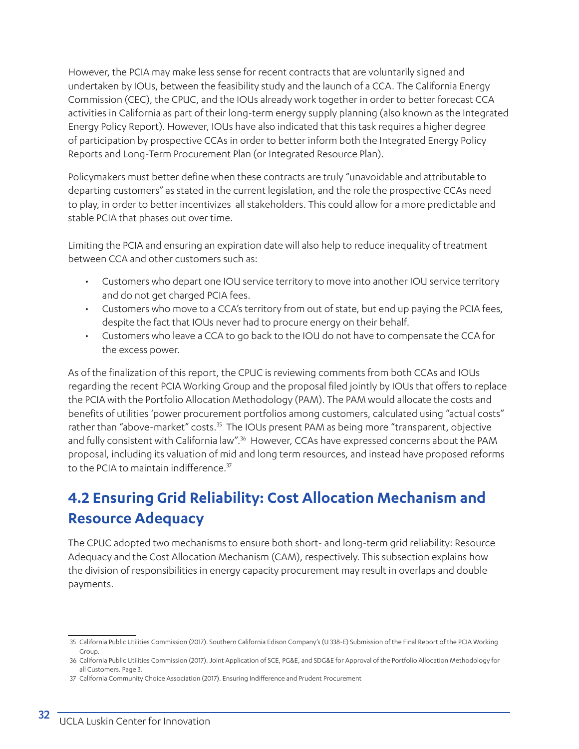However, the PCIA may make less sense for recent contracts that are voluntarily signed and undertaken by IOUs, between the feasibility study and the launch of a CCA. The California Energy Commission (CEC), the CPUC, and the IOUs already work together in order to better forecast CCA activities in California as part of their long-term energy supply planning (also known as the Integrated Energy Policy Report). However, IOUs have also indicated that this task requires a higher degree of participation by prospective CCAs in order to better inform both the Integrated Energy Policy Reports and Long-Term Procurement Plan (or Integrated Resource Plan).

Policymakers must better define when these contracts are truly "unavoidable and attributable to departing customers" as stated in the current legislation, and the role the prospective CCAs need to play, in order to better incentivizes all stakeholders. This could allow for a more predictable and stable PCIA that phases out over time.

Limiting the PCIA and ensuring an expiration date will also help to reduce inequality of treatment between CCA and other customers such as:

- Customers who depart one IOU service territory to move into another IOU service territory and do not get charged PCIA fees.
- Customers who move to a CCA's territory from out of state, but end up paying the PCIA fees, despite the fact that IOUs never had to procure energy on their behalf.
- Customers who leave a CCA to go back to the IOU do not have to compensate the CCA for the excess power.

As of the finalization of this report, the CPUC is reviewing comments from both CCAs and IOUs regarding the recent PCIA Working Group and the proposal filed jointly by IOUs that offers to replace the PCIA with the Portfolio Allocation Methodology (PAM). The PAM would allocate the costs and benefits of utilities 'power procurement portfolios among customers, calculated using "actual costs" rather than "above-market" costs.[35] The IOUs present PAM as being more "transparent, objective and fully consistent with California law".[36] However, CCAs have expressed concerns about the PAM proposal, including its valuation of mid and long term resources, and instead have proposed reforms to the PCIA to maintain indifference.[37]

## 4.2 Ensuring Grid Reliability: Cost Allocation Mechanism and Resource Adequacy

The CPUC adopted two mechanisms to ensure both short- and long-term grid reliability: Resource Adequacy and the Cost Allocation Mechanism (CAM), respectively. This subsection explains how the division of responsibilities in energy capacity procurement may result in overlaps and double payments.

---

35 California Public Utilities Commission (2017). Southern California Edison Company's (U 338-E) Submission of the Final Report of the PCIA Working Group.

36 California Public Utilities Commission (2017). Joint Application of SCE, PG&E, and SDG&E for Approval of the Portfolio Allocation Methodology for all Customers. Page 3.

37 California Community Choice Association (2017). Ensuring Indifference and Prudent Procurement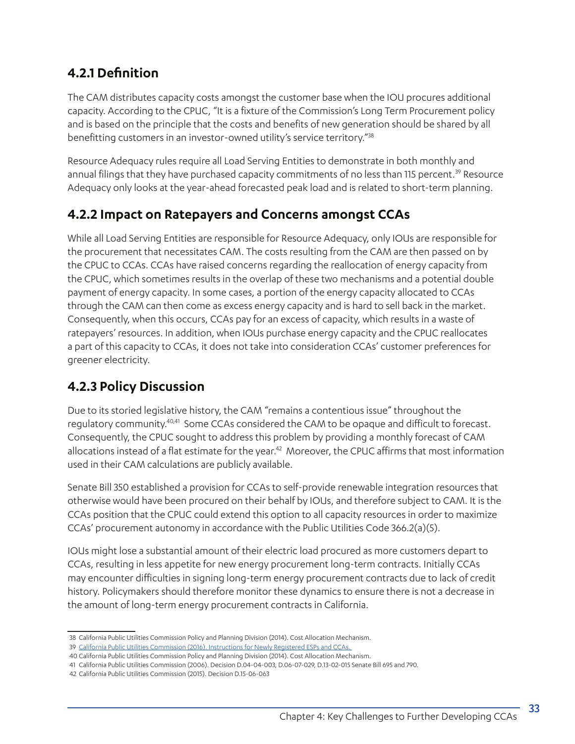### 4.2.1 Definition

The CAM distributes capacity costs amongst the customer base when the IOU procures additional capacity. According to the CPUC, "It is a fixture of the Commission's Long Term Procurement policy and is based on the principle that the costs and benefits of new generation should be shared by all benefitting customers in an investor-owned utility's service territory."[38]

Resource Adequacy rules require all Load Serving Entities to demonstrate in both monthly and annual filings that they have purchased capacity commitments of no less than 115 percent.[39] Resource Adequacy only looks at the year-ahead forecasted peak load and is related to short-term planning.

### 4.2.2 Impact on Ratepayers and Concerns amongst CCAs

While all Load Serving Entities are responsible for Resource Adequacy, only IOUs are responsible for the procurement that necessitates CAM. The costs resulting from the CAM are then passed on by the CPUC to CCAs. CCAs have raised concerns regarding the reallocation of energy capacity from the CPUC, which sometimes results in the overlap of these two mechanisms and a potential double payment of energy capacity. In some cases, a portion of the energy capacity allocated to CCAs through the CAM can then come as excess energy capacity and is hard to sell back in the market. Consequently, when this occurs, CCAs pay for an excess of capacity, which results in a waste of ratepayers' resources. In addition, when IOUs purchase energy capacity and the CPUC reallocates a part of this capacity to CCAs, it does not take into consideration CCAs' customer preferences for greener electricity.

### 4.2.3 Policy Discussion

Due to its storied legislative history, the CAM "remains a contentious issue" throughout the regulatory community.[40,41] Some CCAs considered the CAM to be opaque and difficult to forecast. Consequently, the CPUC sought to address this problem by providing a monthly forecast of CAM allocations instead of a flat estimate for the year.[42] Moreover, the CPUC affirms that most information used in their CAM calculations are publicly available.

Senate Bill 350 established a provision for CCAs to self-provide renewable integration resources that otherwise would have been procured on their behalf by IOUs, and therefore subject to CAM. It is the CCAs position that the CPUC could extend this option to all capacity resources in order to maximize CCAs' procurement autonomy in accordance with the Public Utilities Code 366.2(a)(5).

IOUs might lose a substantial amount of their electric load procured as more customers depart to CCAs, resulting in less appetite for new energy procurement long-term contracts. Initially CCAs may encounter difficulties in signing long-term energy procurement contracts due to lack of credit history. Policymakers should therefore monitor these dynamics to ensure there is not a decrease in the amount of long-term energy procurement contracts in California.

---

38 California Public Utilities Commission Policy and Planning Division (2014). Cost Allocation Mechanism.

39 California Public Utilities Commission (2016). Instructions for Newly Registered ESPs and CCAs.

40 California Public Utilities Commission Policy and Planning Division (2014). Cost Allocation Mechanism.

41 California Public Utilities Commission (2006). Decision D.04-04-003, D.06-07-029, D.13-02-015 Senate Bill 695 and 790.

42 California Public Utilities Commission (2015). Decision D.15-06-063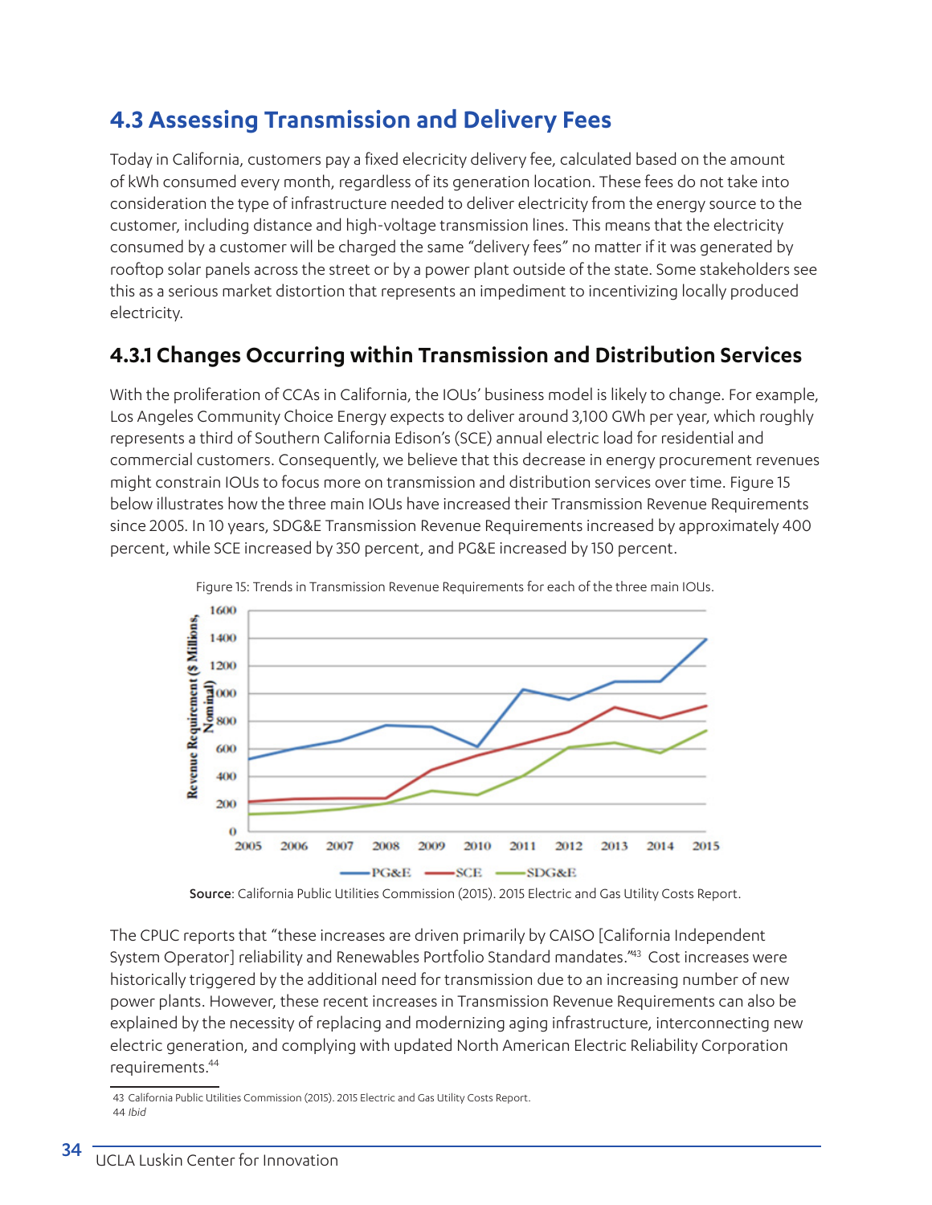## 4.3 Assessing Transmission and Delivery Fees

Today in California, customers pay a fixed elecricity delivery fee, calculated based on the amount of kWh consumed every month, regardless of its generation location. These fees do not take into consideration the type of infrastructure needed to deliver electricity from the energy source to the customer, including distance and high-voltage transmission lines. This means that the electricity consumed by a customer will be charged the same "delivery fees" no matter if it was generated by rooftop solar panels across the street or by a power plant outside of the state. Some stakeholders see this as a serious market distortion that represents an impediment to incentivizing locally produced electricity.

### 4.3.1 Changes Occurring within Transmission and Distribution Services

With the proliferation of CCAs in California, the IOUs' business model is likely to change. For example, Los Angeles Community Choice Energy expects to deliver around 3,100 GWh per year, which roughly represents a third of Southern California Edison's (SCE) annual electric load for residential and commercial customers. Consequently, we believe that this decrease in energy procurement revenues might constrain IOUs to focus more on transmission and distribution services over time. Figure 15 below illustrates how the three main IOUs have increased their Transmission Revenue Requirements since 2005. In 10 years, SDG&E Transmission Revenue Requirements increased by approximately 400 percent, while SCE increased by 350 percent, and PG&E increased by 150 percent.

Figure 15: Trends in Transmission Revenue Requirements for each of the three main IOUs.

**Source**: California Public Utilities Commission (2015). 2015 Electric and Gas Utility Costs Report.

The CPUC reports that "these increases are driven primarily by CAISO [California Independent System Operator] reliability and Renewables Portfolio Standard mandates."[43] Cost increases were historically triggered by the additional need for transmission due to an increasing number of new power plants. However, these recent increases in Transmission Revenue Requirements can also be explained by the necessity of replacing and modernizing aging infrastructure, interconnecting new electric generation, and complying with updated North American Electric Reliability Corporation requirements.[44]

43 California Public Utilities Commission (2015). 2015 Electric and Gas Utility Costs Report.

44 *Ibid*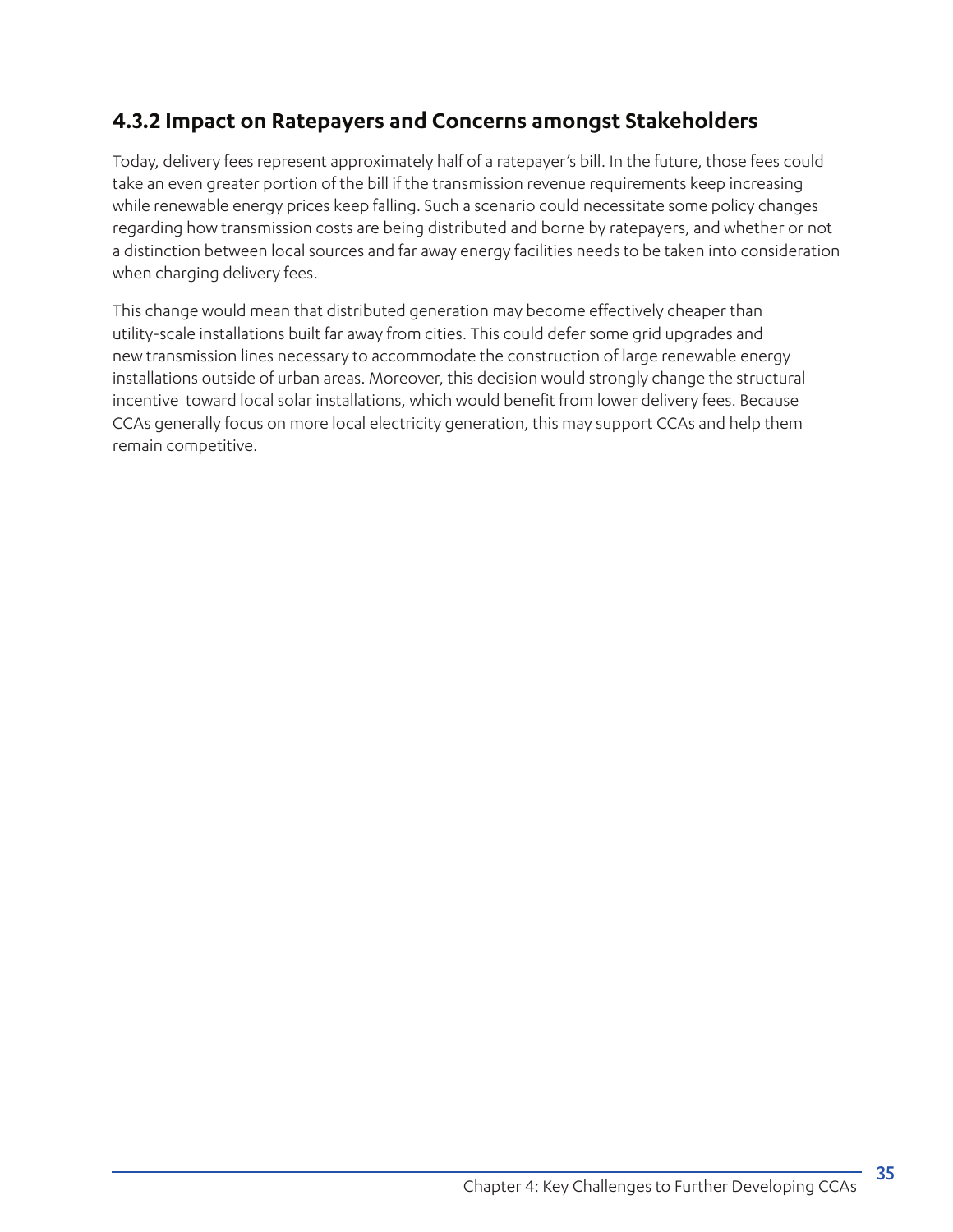### 4.3.2 Impact on Ratepayers and Concerns amongst Stakeholders

Today, delivery fees represent approximately half of a ratepayer's bill. In the future, those fees could take an even greater portion of the bill if the transmission revenue requirements keep increasing while renewable energy prices keep falling. Such a scenario could necessitate some policy changes regarding how transmission costs are being distributed and borne by ratepayers, and whether or not a distinction between local sources and far away energy facilities needs to be taken into consideration when charging delivery fees.

This change would mean that distributed generation may become effectively cheaper than utility-scale installations built far away from cities. This could defer some grid upgrades and new transmission lines necessary to accommodate the construction of large renewable energy installations outside of urban areas. Moreover, this decision would strongly change the structural incentive toward local solar installations, which would benefit from lower delivery fees. Because CCAs generally focus on more local electricity generation, this may support CCAs and help them remain competitive.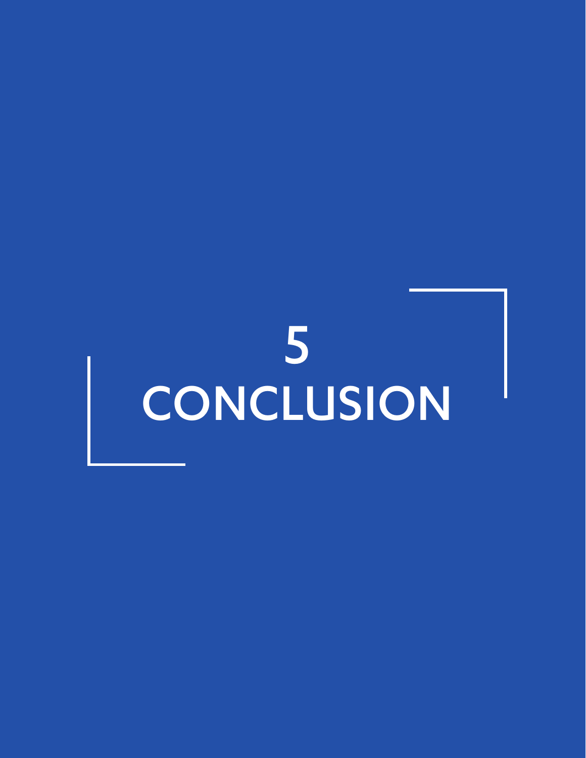# 5 CONCLUSION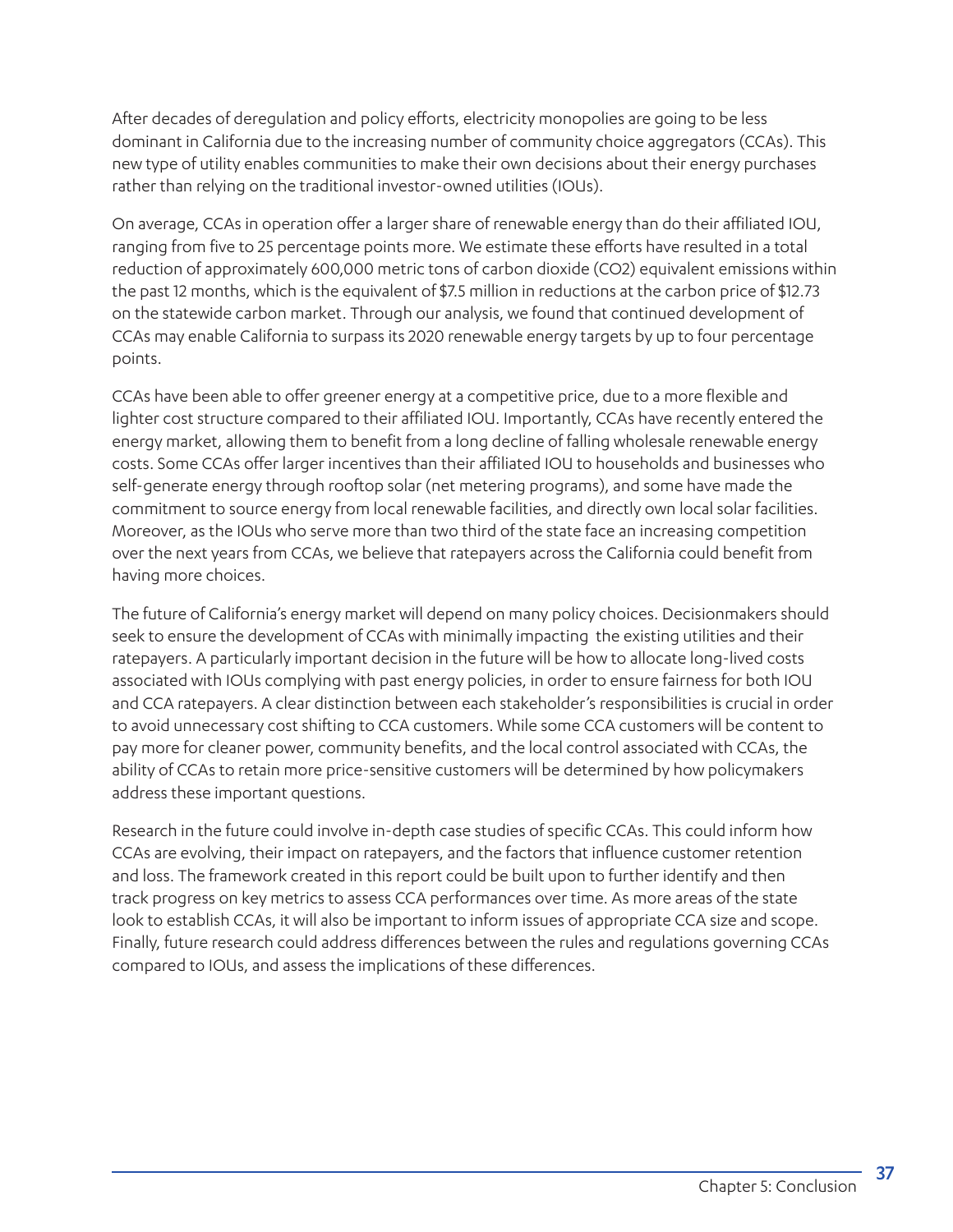After decades of deregulation and policy efforts, electricity monopolies are going to be less dominant in California due to the increasing number of community choice aggregators (CCAs). This new type of utility enables communities to make their own decisions about their energy purchases rather than relying on the traditional investor-owned utilities (IOUs).

On average, CCAs in operation offer a larger share of renewable energy than do their affiliated IOU, ranging from five to 25 percentage points more. We estimate these efforts have resulted in a total reduction of approximately 600,000 metric tons of carbon dioxide ($CO_2$) equivalent emissions within the past 12 months, which is the equivalent of $7.5 million in reductions at the carbon price of $12.73 on the statewide carbon market. Through our analysis, we found that continued development of CCAs may enable California to surpass its 2020 renewable energy targets by up to four percentage points.

CCAs have been able to offer greener energy at a competitive price, due to a more flexible and lighter cost structure compared to their affiliated IOU. Importantly, CCAs have recently entered the energy market, allowing them to benefit from a long decline of falling wholesale renewable energy costs. Some CCAs offer larger incentives than their affiliated IOU to households and businesses who self-generate energy through rooftop solar (net metering programs), and some have made the commitment to source energy from local renewable facilities, and directly own local solar facilities. Moreover, as the IOUs who serve more than two third of the state face an increasing competition over the next years from CCAs, we believe that ratepayers across the California could benefit from having more choices.

The future of California's energy market will depend on many policy choices. Decisionmakers should seek to ensure the development of CCAs with minimally impacting the existing utilities and their ratepayers. A particularly important decision in the future will be how to allocate long-lived costs associated with IOUs complying with past energy policies, in order to ensure fairness for both IOU and CCA ratepayers. A clear distinction between each stakeholder's responsibilities is crucial in order to avoid unnecessary cost shifting to CCA customers. While some CCA customers will be content to pay more for cleaner power, community benefits, and the local control associated with CCAs, the ability of CCAs to retain more price-sensitive customers will be determined by how policymakers address these important questions.

Research in the future could involve in-depth case studies of specific CCAs. This could inform how CCAs are evolving, their impact on ratepayers, and the factors that influence customer retention and loss. The framework created in this report could be built upon to further identify and then track progress on key metrics to assess CCA performances over time. As more areas of the state look to establish CCAs, it will also be important to inform issues of appropriate CCA size and scope. Finally, future research could address differences between the rules and regulations governing CCAs compared to IOUs, and assess the implications of these differences.